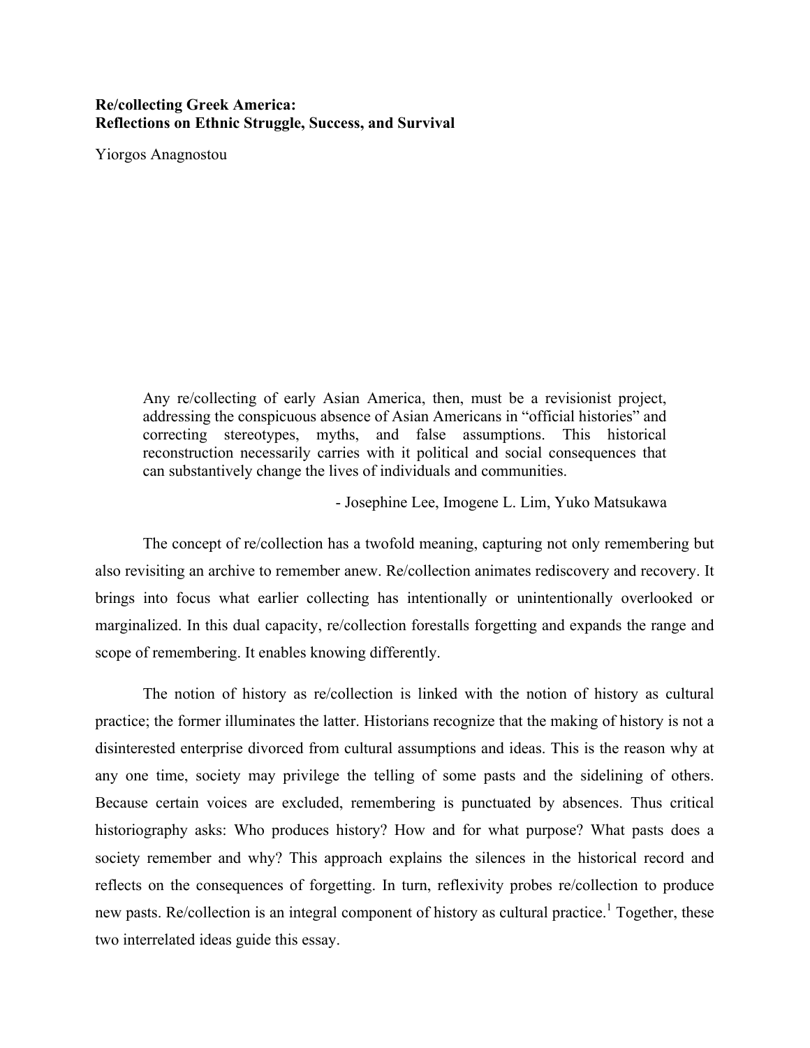# Re/collecting Greek America: Reflections on Ethnic Struggle, Success, and Survival

Yiorgos Anagnostou

> Any re/collecting of early Asian America, then, must be a revisionist project, addressing the conspicuous absence of Asian Americans in "official histories" and correcting stereotypes, myths, and false assumptions. This historical reconstruction necessarily carries with it political and social consequences that can substantively change the lives of individuals and communities.
>
> - Josephine Lee, Imogene L. Lim, Yuko Matsukawa

The concept of re/collection has a twofold meaning, capturing not only remembering but also revisiting an archive to remember anew. Re/collection animates rediscovery and recovery. It brings into focus what earlier collecting has intentionally or unintentionally overlooked or marginalized. In this dual capacity, re/collection forestalls forgetting and expands the range and scope of remembering. It enables knowing differently.

The notion of history as re/collection is linked with the notion of history as cultural practice; the former illuminates the latter. Historians recognize that the making of history is not a disinterested enterprise divorced from cultural assumptions and ideas. This is the reason why at any one time, society may privilege the telling of some pasts and the sidelining of others. Because certain voices are excluded, remembering is punctuated by absences. Thus critical historiography asks: Who produces history? How and for what purpose? What pasts does a society remember and why? This approach explains the silences in the historical record and reflects on the consequences of forgetting. In turn, reflexivity probes re/collection to produce new pasts. Re/collection is an integral component of history as cultural practice.[1] Together, these two interrelated ideas guide this essay.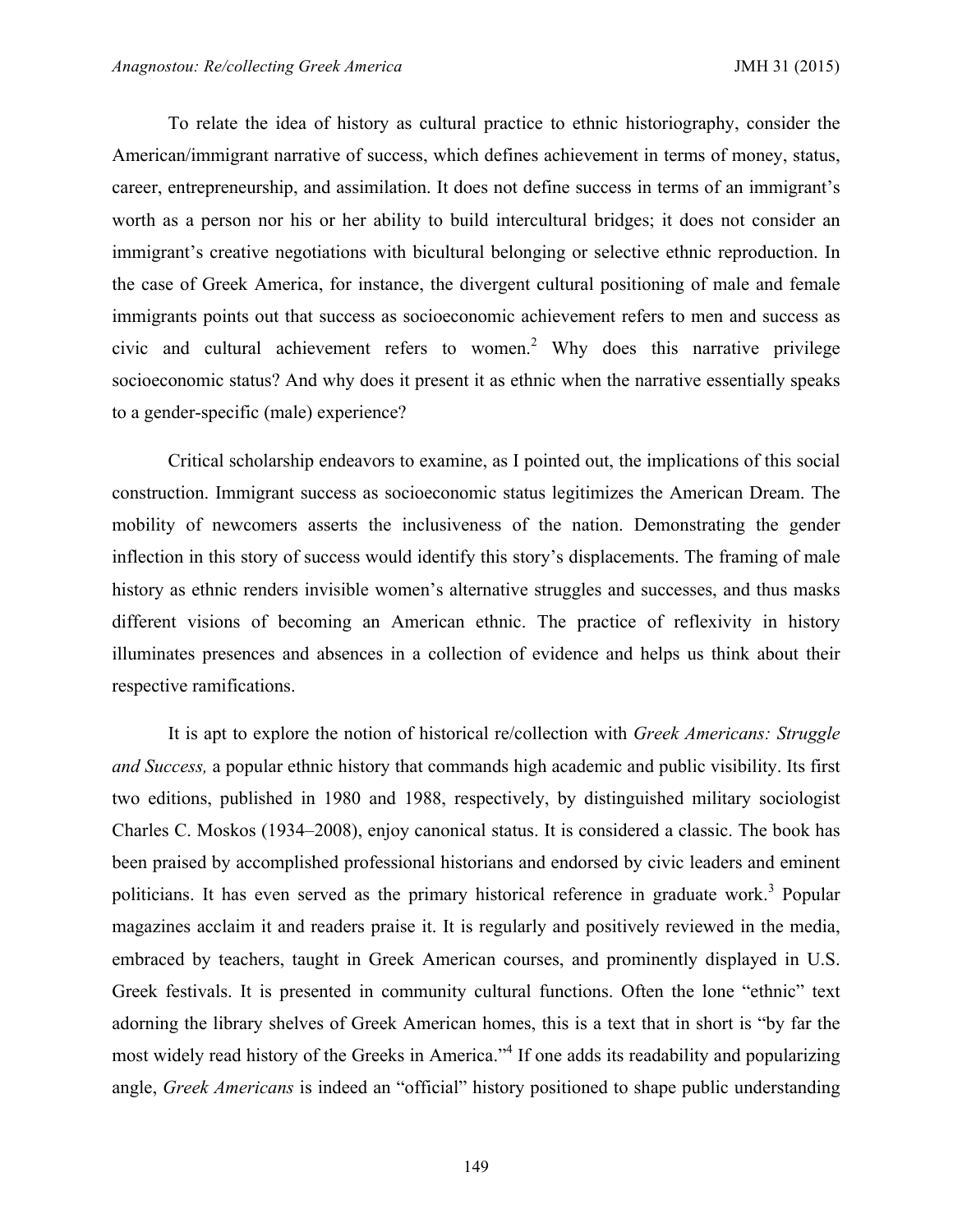To relate the idea of history as cultural practice to ethnic historiography, consider the American/immigrant narrative of success, which defines achievement in terms of money, status, career, entrepreneurship, and assimilation. It does not define success in terms of an immigrant's worth as a person nor his or her ability to build intercultural bridges; it does not consider an immigrant's creative negotiations with bicultural belonging or selective ethnic reproduction. In the case of Greek America, for instance, the divergent cultural positioning of male and female immigrants points out that success as socioeconomic achievement refers to men and success as civic and cultural achievement refers to women.[2] Why does this narrative privilege socioeconomic status? And why does it present it as ethnic when the narrative essentially speaks to a gender-specific (male) experience?

Critical scholarship endeavors to examine, as I pointed out, the implications of this social construction. Immigrant success as socioeconomic status legitimizes the American Dream. The mobility of newcomers asserts the inclusiveness of the nation. Demonstrating the gender inflection in this story of success would identify this story's displacements. The framing of male history as ethnic renders invisible women's alternative struggles and successes, and thus masks different visions of becoming an American ethnic. The practice of reflexivity in history illuminates presences and absences in a collection of evidence and helps us think about their respective ramifications.

It is apt to explore the notion of historical re/collection with *Greek Americans: Struggle and Success,* a popular ethnic history that commands high academic and public visibility. Its first two editions, published in 1980 and 1988, respectively, by distinguished military sociologist Charles C. Moskos (1934–2008), enjoy canonical status. It is considered a classic. The book has been praised by accomplished professional historians and endorsed by civic leaders and eminent politicians. It has even served as the primary historical reference in graduate work.[3] Popular magazines acclaim it and readers praise it. It is regularly and positively reviewed in the media, embraced by teachers, taught in Greek American courses, and prominently displayed in U.S. Greek festivals. It is presented in community cultural functions. Often the lone "ethnic" text adorning the library shelves of Greek American homes, this is a text that in short is "by far the most widely read history of the Greeks in America."[4] If one adds its readability and popularizing angle, *Greek Americans* is indeed an "official" history positioned to shape public understanding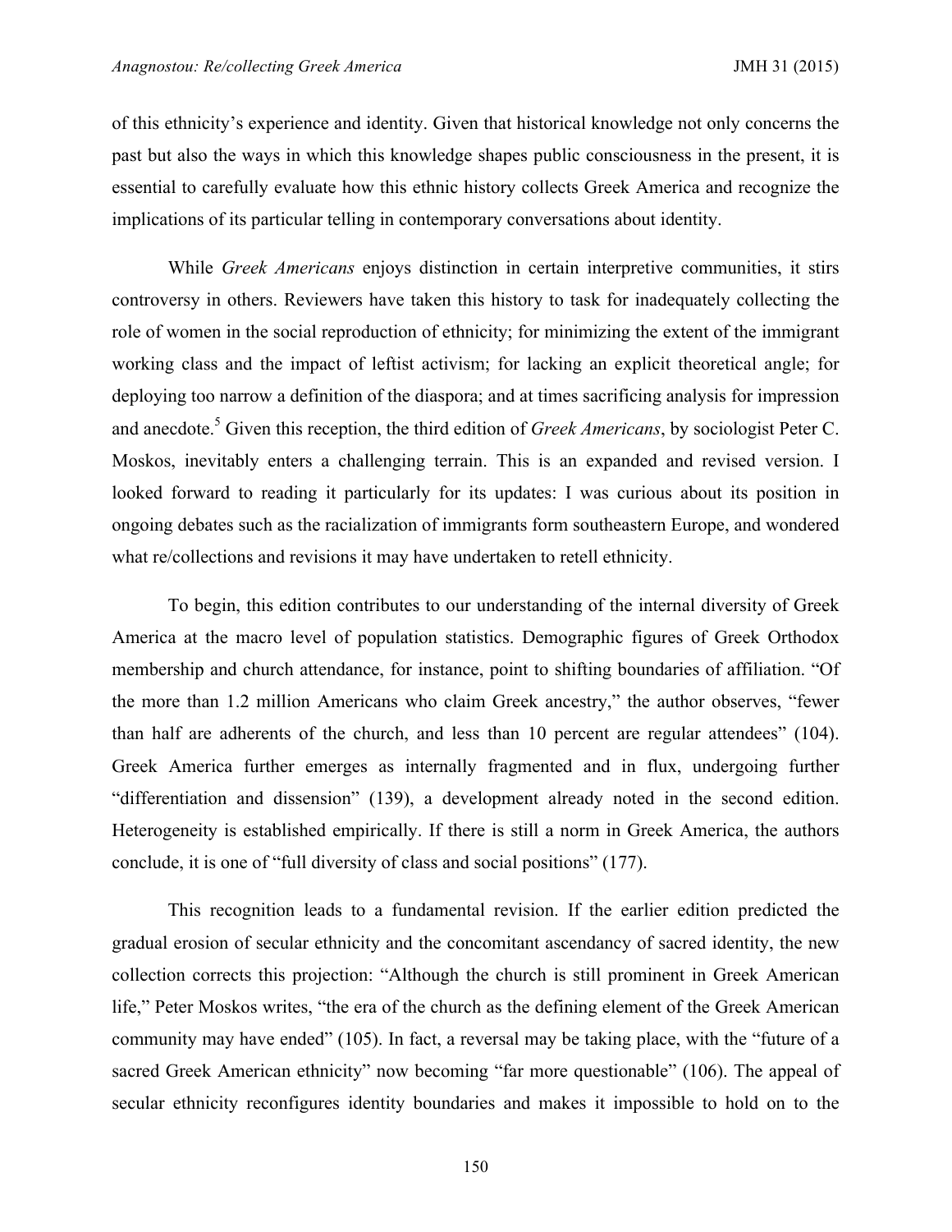of this ethnicity's experience and identity. Given that historical knowledge not only concerns the past but also the ways in which this knowledge shapes public consciousness in the present, it is essential to carefully evaluate how this ethnic history collects Greek America and recognize the implications of its particular telling in contemporary conversations about identity.

While *Greek Americans* enjoys distinction in certain interpretive communities, it stirs controversy in others. Reviewers have taken this history to task for inadequately collecting the role of women in the social reproduction of ethnicity; for minimizing the extent of the immigrant working class and the impact of leftist activism; for lacking an explicit theoretical angle; for deploying too narrow a definition of the diaspora; and at times sacrificing analysis for impression and anecdote.[5] Given this reception, the third edition of *Greek Americans*, by sociologist Peter C. Moskos, inevitably enters a challenging terrain. This is an expanded and revised version. I looked forward to reading it particularly for its updates: I was curious about its position in ongoing debates such as the racialization of immigrants form southeastern Europe, and wondered what re/collections and revisions it may have undertaken to retell ethnicity.

To begin, this edition contributes to our understanding of the internal diversity of Greek America at the macro level of population statistics. Demographic figures of Greek Orthodox membership and church attendance, for instance, point to shifting boundaries of affiliation. "Of the more than 1.2 million Americans who claim Greek ancestry," the author observes, "fewer than half are adherents of the church, and less than 10 percent are regular attendees" (104). Greek America further emerges as internally fragmented and in flux, undergoing further "differentiation and dissension" (139), a development already noted in the second edition. Heterogeneity is established empirically. If there is still a norm in Greek America, the authors conclude, it is one of "full diversity of class and social positions" (177).

This recognition leads to a fundamental revision. If the earlier edition predicted the gradual erosion of secular ethnicity and the concomitant ascendancy of sacred identity, the new collection corrects this projection: "Although the church is still prominent in Greek American life," Peter Moskos writes, "the era of the church as the defining element of the Greek American community may have ended" (105). In fact, a reversal may be taking place, with the "future of a sacred Greek American ethnicity" now becoming "far more questionable" (106). The appeal of secular ethnicity reconfigures identity boundaries and makes it impossible to hold on to the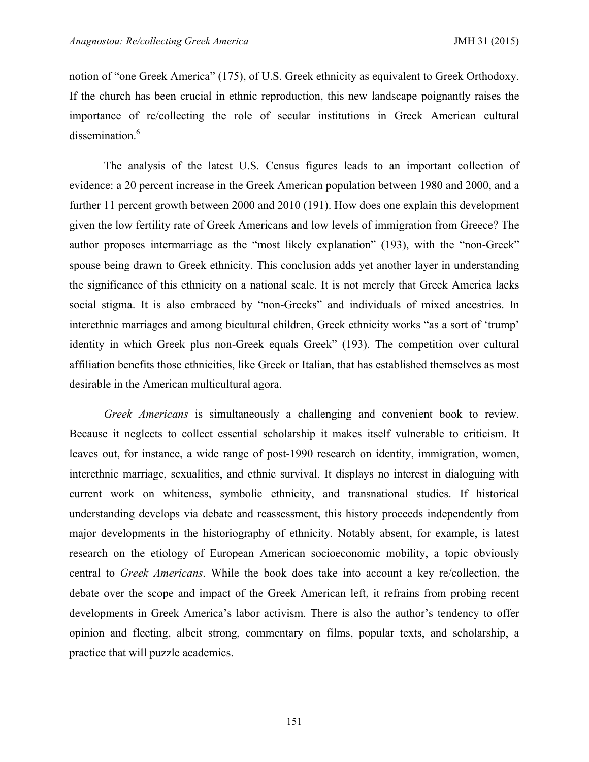notion of "one Greek America" (175), of U.S. Greek ethnicity as equivalent to Greek Orthodoxy. If the church has been crucial in ethnic reproduction, this new landscape poignantly raises the importance of re/collecting the role of secular institutions in Greek American cultural dissemination.[6]

The analysis of the latest U.S. Census figures leads to an important collection of evidence: a 20 percent increase in the Greek American population between 1980 and 2000, and a further 11 percent growth between 2000 and 2010 (191). How does one explain this development given the low fertility rate of Greek Americans and low levels of immigration from Greece? The author proposes intermarriage as the "most likely explanation" (193), with the "non-Greek" spouse being drawn to Greek ethnicity. This conclusion adds yet another layer in understanding the significance of this ethnicity on a national scale. It is not merely that Greek America lacks social stigma. It is also embraced by "non-Greeks" and individuals of mixed ancestries. In interethnic marriages and among bicultural children, Greek ethnicity works "as a sort of 'trump' identity in which Greek plus non-Greek equals Greek" (193). The competition over cultural affiliation benefits those ethnicities, like Greek or Italian, that has established themselves as most desirable in the American multicultural agora.

*Greek Americans* is simultaneously a challenging and convenient book to review. Because it neglects to collect essential scholarship it makes itself vulnerable to criticism. It leaves out, for instance, a wide range of post-1990 research on identity, immigration, women, interethnic marriage, sexualities, and ethnic survival. It displays no interest in dialoguing with current work on whiteness, symbolic ethnicity, and transnational studies. If historical understanding develops via debate and reassessment, this history proceeds independently from major developments in the historiography of ethnicity. Notably absent, for example, is latest research on the etiology of European American socioeconomic mobility, a topic obviously central to *Greek Americans*. While the book does take into account a key re/collection, the debate over the scope and impact of the Greek American left, it refrains from probing recent developments in Greek America's labor activism. There is also the author's tendency to offer opinion and fleeting, albeit strong, commentary on films, popular texts, and scholarship, a practice that will puzzle academics.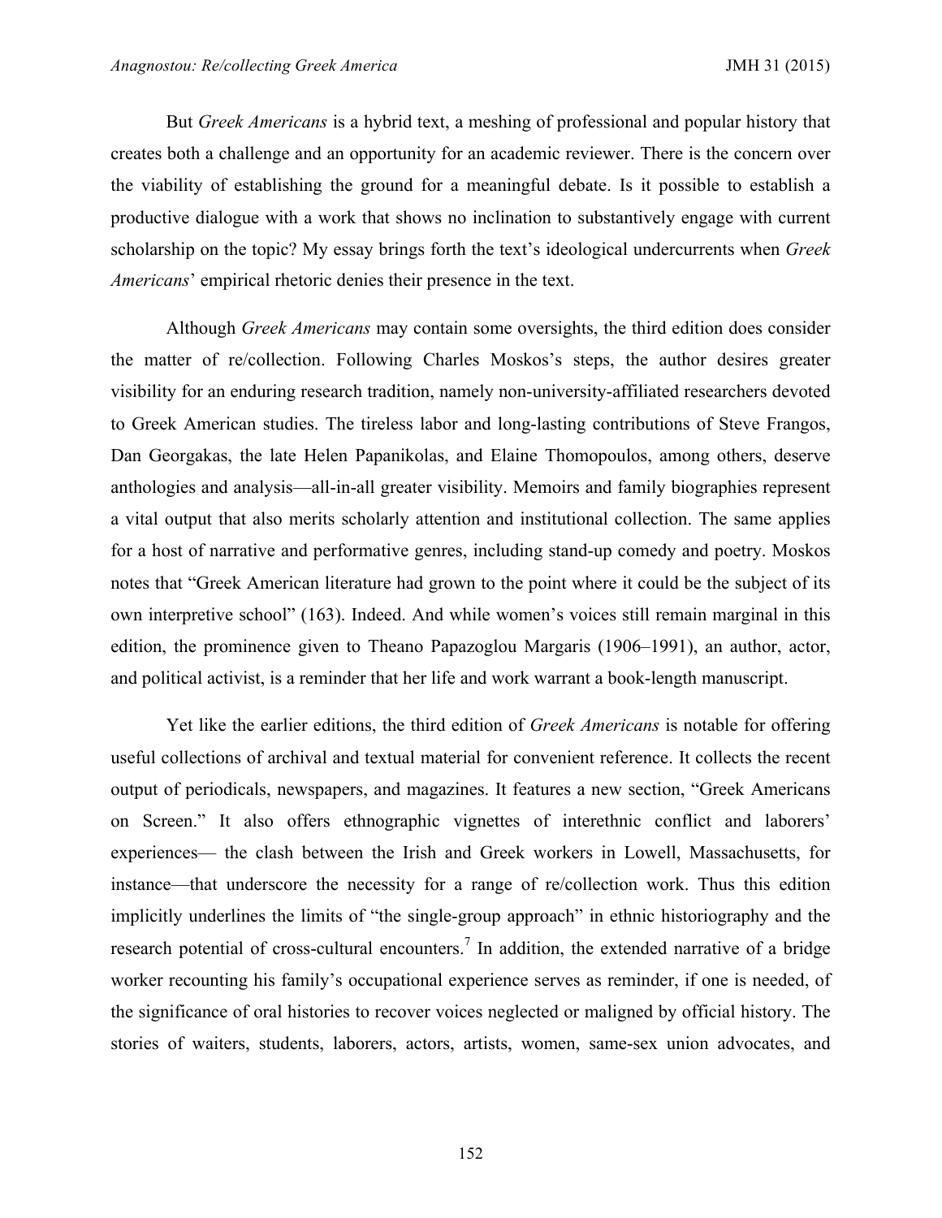But *Greek Americans* is a hybrid text, a meshing of professional and popular history that creates both a challenge and an opportunity for an academic reviewer. There is the concern over the viability of establishing the ground for a meaningful debate. Is it possible to establish a productive dialogue with a work that shows no inclination to substantively engage with current scholarship on the topic? My essay brings forth the text's ideological undercurrents when *Greek Americans*' empirical rhetoric denies their presence in the text.

Although *Greek Americans* may contain some oversights, the third edition does consider the matter of re/collection. Following Charles Moskos's steps, the author desires greater visibility for an enduring research tradition, namely non-university-affiliated researchers devoted to Greek American studies. The tireless labor and long-lasting contributions of Steve Frangos, Dan Georgakas, the late Helen Papanikolas, and Elaine Thomopoulos, among others, deserve anthologies and analysis—all-in-all greater visibility. Memoirs and family biographies represent a vital output that also merits scholarly attention and institutional collection. The same applies for a host of narrative and performative genres, including stand-up comedy and poetry. Moskos notes that "Greek American literature had grown to the point where it could be the subject of its own interpretive school" (163). Indeed. And while women's voices still remain marginal in this edition, the prominence given to Theano Papazoglou Margaris (1906–1991), an author, actor, and political activist, is a reminder that her life and work warrant a book-length manuscript.

Yet like the earlier editions, the third edition of *Greek Americans* is notable for offering useful collections of archival and textual material for convenient reference. It collects the recent output of periodicals, newspapers, and magazines. It features a new section, "Greek Americans on Screen." It also offers ethnographic vignettes of interethnic conflict and laborers' experiences— the clash between the Irish and Greek workers in Lowell, Massachusetts, for instance—that underscore the necessity for a range of re/collection work. Thus this edition implicitly underlines the limits of "the single-group approach" in ethnic historiography and the research potential of cross-cultural encounters.[7] In addition, the extended narrative of a bridge worker recounting his family's occupational experience serves as reminder, if one is needed, of the significance of oral histories to recover voices neglected or maligned by official history. The stories of waiters, students, laborers, actors, artists, women, same-sex union advocates, and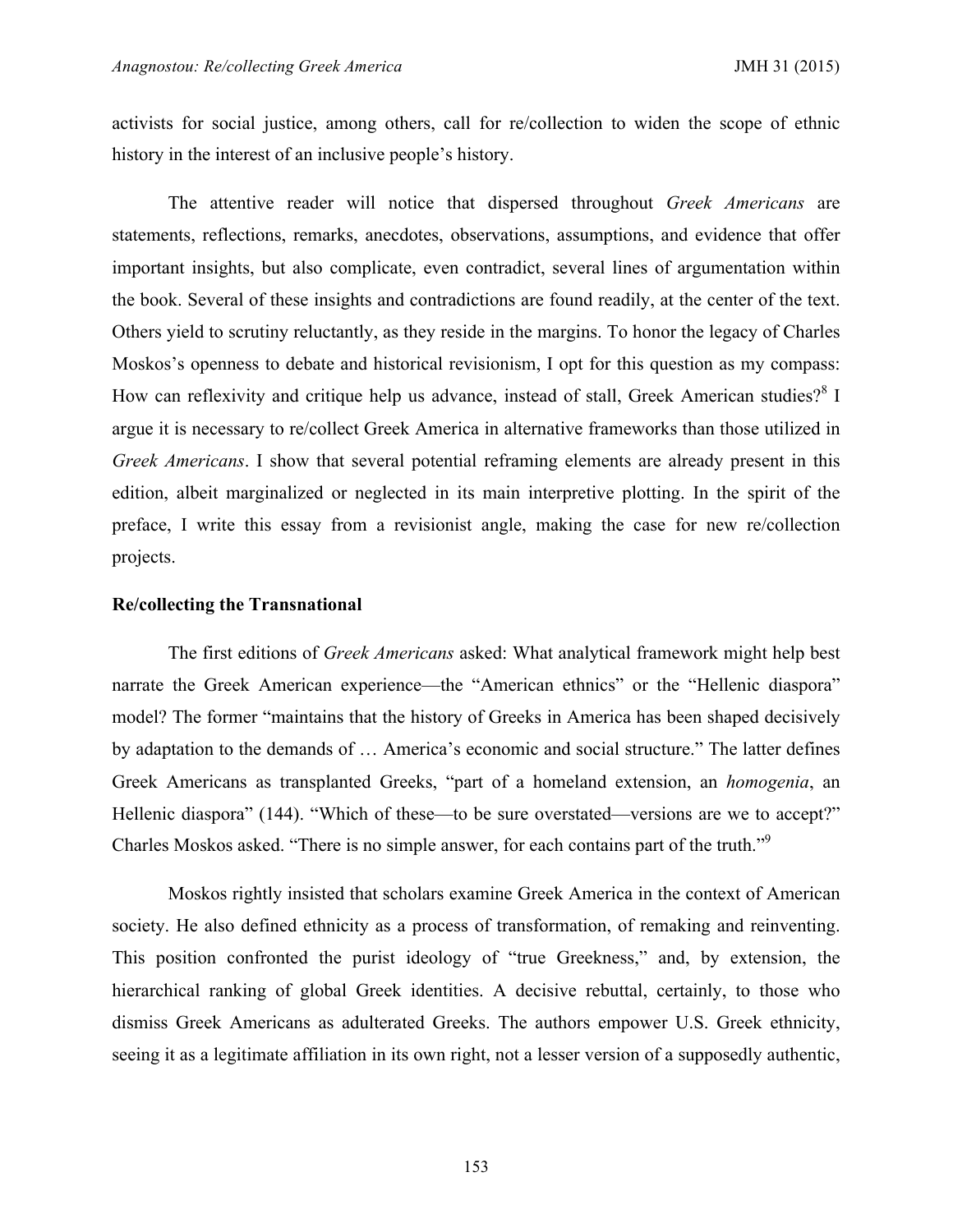activists for social justice, among others, call for re/collection to widen the scope of ethnic history in the interest of an inclusive people's history.

The attentive reader will notice that dispersed throughout *Greek Americans* are statements, reflections, remarks, anecdotes, observations, assumptions, and evidence that offer important insights, but also complicate, even contradict, several lines of argumentation within the book. Several of these insights and contradictions are found readily, at the center of the text. Others yield to scrutiny reluctantly, as they reside in the margins. To honor the legacy of Charles Moskos's openness to debate and historical revisionism, I opt for this question as my compass: How can reflexivity and critique help us advance, instead of stall, Greek American studies?[8] I argue it is necessary to re/collect Greek America in alternative frameworks than those utilized in *Greek Americans*. I show that several potential reframing elements are already present in this edition, albeit marginalized or neglected in its main interpretive plotting. In the spirit of the preface, I write this essay from a revisionist angle, making the case for new re/collection projects.

### Re/collecting the Transnational

The first editions of *Greek Americans* asked: What analytical framework might help best narrate the Greek American experience—the "American ethnics" or the "Hellenic diaspora" model? The former "maintains that the history of Greeks in America has been shaped decisively by adaptation to the demands of … America's economic and social structure." The latter defines Greek Americans as transplanted Greeks, "part of a homeland extension, an *homogenia*, an Hellenic diaspora" (144). "Which of these—to be sure overstated—versions are we to accept?" Charles Moskos asked. "There is no simple answer, for each contains part of the truth."[9]

Moskos rightly insisted that scholars examine Greek America in the context of American society. He also defined ethnicity as a process of transformation, of remaking and reinventing. This position confronted the purist ideology of "true Greekness," and, by extension, the hierarchical ranking of global Greek identities. A decisive rebuttal, certainly, to those who dismiss Greek Americans as adulterated Greeks. The authors empower U.S. Greek ethnicity, seeing it as a legitimate affiliation in its own right, not a lesser version of a supposedly authentic,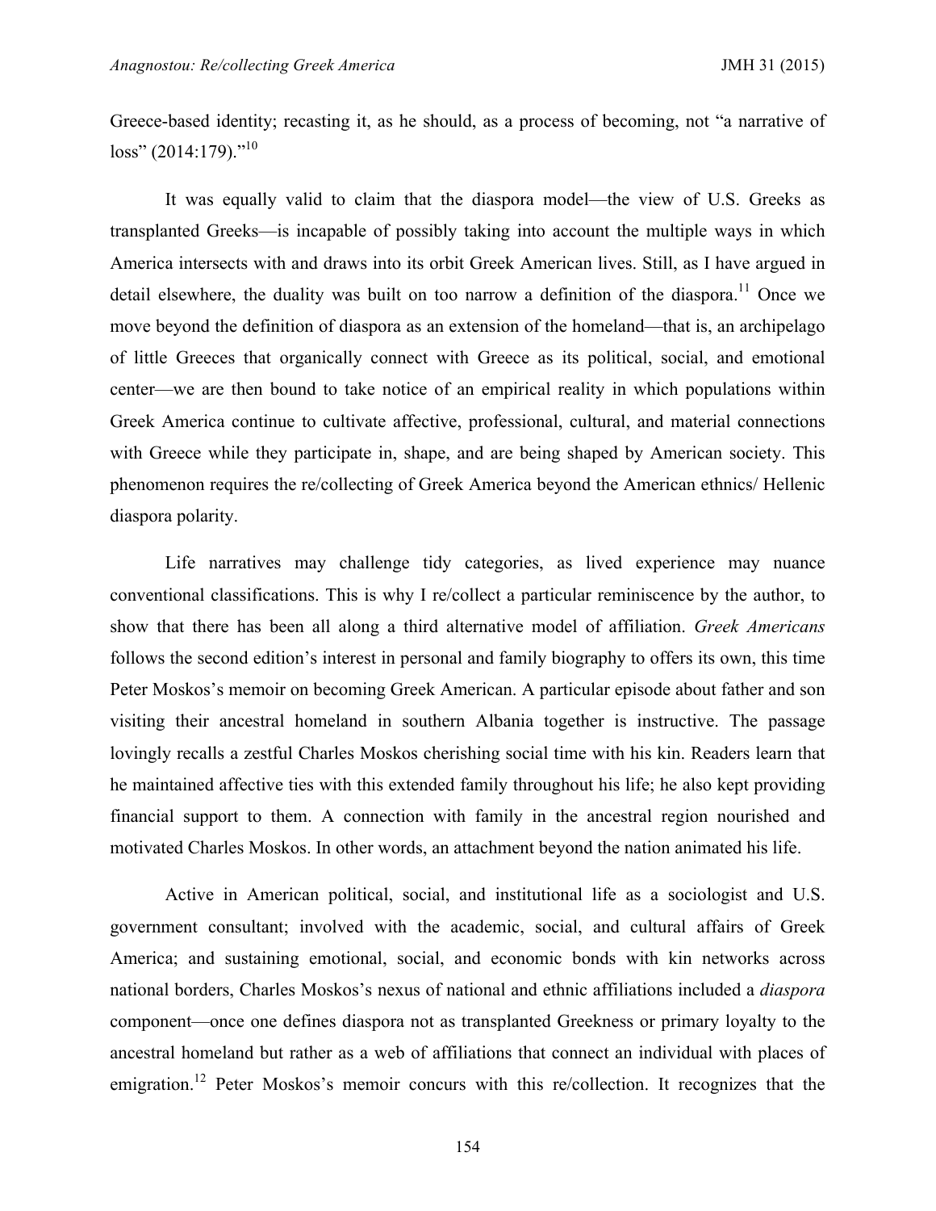Greece-based identity; recasting it, as he should, as a process of becoming, not "a narrative of loss" (2014:179)."[10]

It was equally valid to claim that the diaspora model—the view of U.S. Greeks as transplanted Greeks—is incapable of possibly taking into account the multiple ways in which America intersects with and draws into its orbit Greek American lives. Still, as I have argued in detail elsewhere, the duality was built on too narrow a definition of the diaspora.[11] Once we move beyond the definition of diaspora as an extension of the homeland—that is, an archipelago of little Greeces that organically connect with Greece as its political, social, and emotional center—we are then bound to take notice of an empirical reality in which populations within Greek America continue to cultivate affective, professional, cultural, and material connections with Greece while they participate in, shape, and are being shaped by American society. This phenomenon requires the re/collecting of Greek America beyond the American ethnics/ Hellenic diaspora polarity.

Life narratives may challenge tidy categories, as lived experience may nuance conventional classifications. This is why I re/collect a particular reminiscence by the author, to show that there has been all along a third alternative model of affiliation. *Greek Americans* follows the second edition's interest in personal and family biography to offers its own, this time Peter Moskos's memoir on becoming Greek American. A particular episode about father and son visiting their ancestral homeland in southern Albania together is instructive. The passage lovingly recalls a zestful Charles Moskos cherishing social time with his kin. Readers learn that he maintained affective ties with this extended family throughout his life; he also kept providing financial support to them. A connection with family in the ancestral region nourished and motivated Charles Moskos. In other words, an attachment beyond the nation animated his life.

Active in American political, social, and institutional life as a sociologist and U.S. government consultant; involved with the academic, social, and cultural affairs of Greek America; and sustaining emotional, social, and economic bonds with kin networks across national borders, Charles Moskos's nexus of national and ethnic affiliations included a *diaspora* component—once one defines diaspora not as transplanted Greekness or primary loyalty to the ancestral homeland but rather as a web of affiliations that connect an individual with places of emigration.[12] Peter Moskos's memoir concurs with this re/collection. It recognizes that the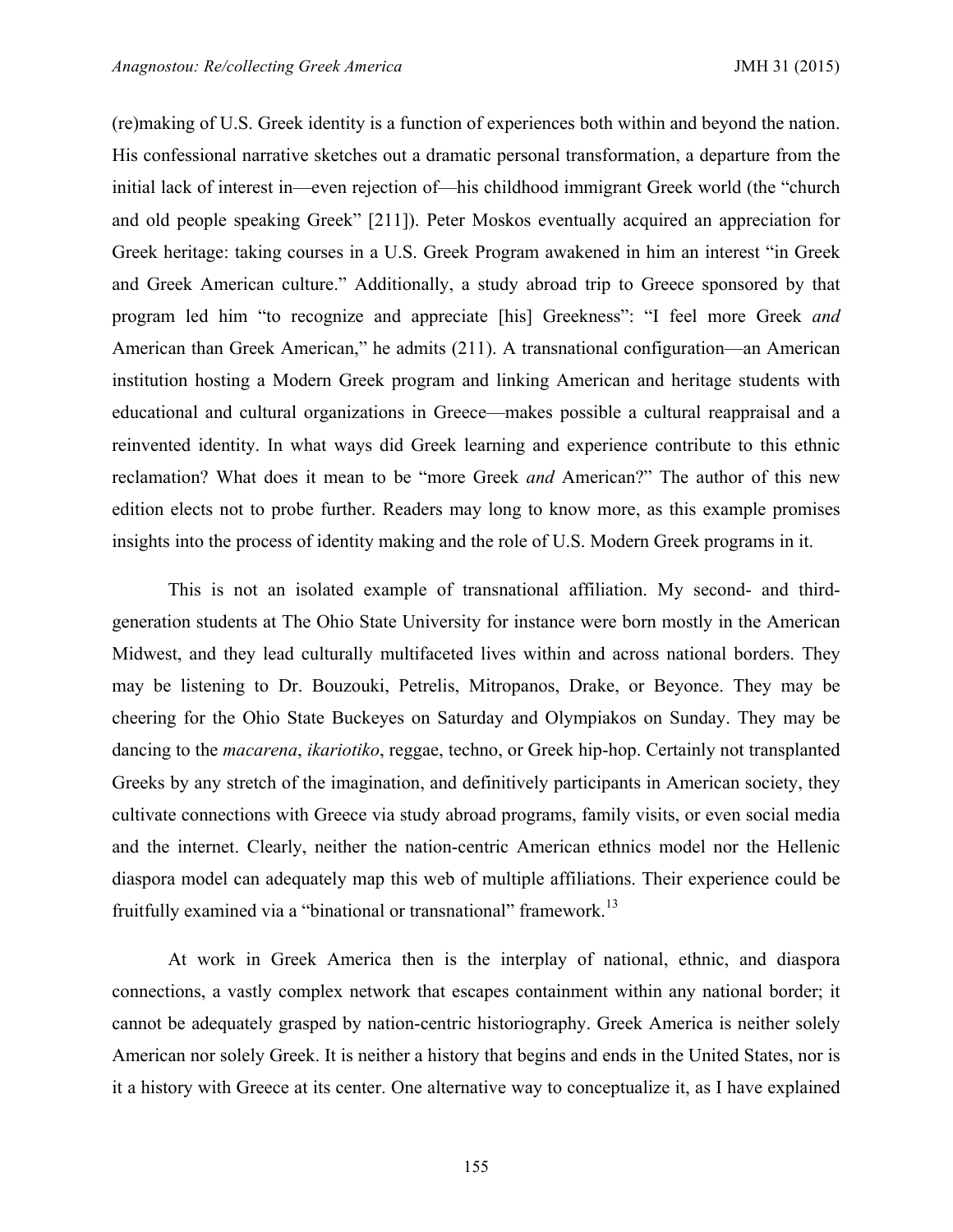(re)making of U.S. Greek identity is a function of experiences both within and beyond the nation. His confessional narrative sketches out a dramatic personal transformation, a departure from the initial lack of interest in—even rejection of—his childhood immigrant Greek world (the "church and old people speaking Greek" [211]). Peter Moskos eventually acquired an appreciation for Greek heritage: taking courses in a U.S. Greek Program awakened in him an interest "in Greek and Greek American culture." Additionally, a study abroad trip to Greece sponsored by that program led him "to recognize and appreciate [his] Greekness": "I feel more Greek *and* American than Greek American," he admits (211). A transnational configuration—an American institution hosting a Modern Greek program and linking American and heritage students with educational and cultural organizations in Greece—makes possible a cultural reappraisal and a reinvented identity. In what ways did Greek learning and experience contribute to this ethnic reclamation? What does it mean to be "more Greek *and* American?" The author of this new edition elects not to probe further. Readers may long to know more, as this example promises insights into the process of identity making and the role of U.S. Modern Greek programs in it.

This is not an isolated example of transnational affiliation. My second- and third-generation students at The Ohio State University for instance were born mostly in the American Midwest, and they lead culturally multifaceted lives within and across national borders. They may be listening to Dr. Bouzouki, Petrelis, Mitropanos, Drake, or Beyonce. They may be cheering for the Ohio State Buckeyes on Saturday and Olympiakos on Sunday. They may be dancing to the *macarena*, *ikariotiko*, reggae, techno, or Greek hip-hop. Certainly not transplanted Greeks by any stretch of the imagination, and definitively participants in American society, they cultivate connections with Greece via study abroad programs, family visits, or even social media and the internet. Clearly, neither the nation-centric American ethnics model nor the Hellenic diaspora model can adequately map this web of multiple affiliations. Their experience could be fruitfully examined via a "binational or transnational" framework.[13]

At work in Greek America then is the interplay of national, ethnic, and diaspora connections, a vastly complex network that escapes containment within any national border; it cannot be adequately grasped by nation-centric historiography. Greek America is neither solely American nor solely Greek. It is neither a history that begins and ends in the United States, nor is it a history with Greece at its center. One alternative way to conceptualize it, as I have explained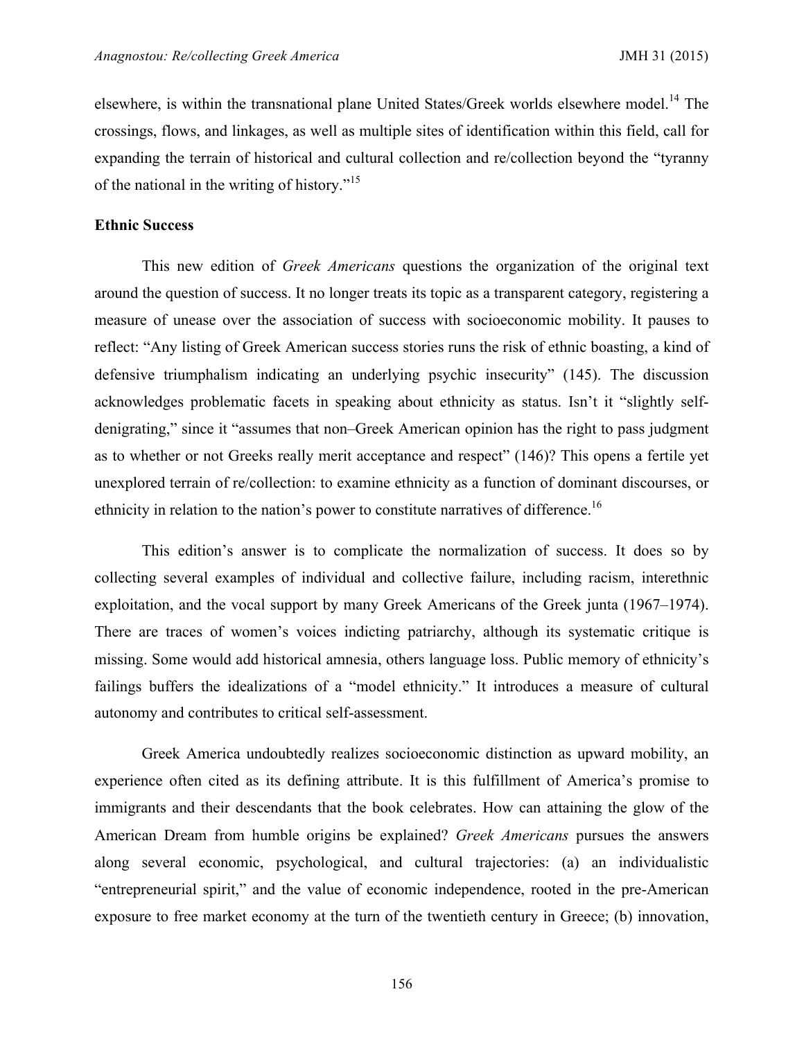elsewhere, is within the transnational plane United States/Greek worlds elsewhere model.[14] The crossings, flows, and linkages, as well as multiple sites of identification within this field, call for expanding the terrain of historical and cultural collection and re/collection beyond the "tyranny of the national in the writing of history."[15]

**Ethnic Success**

This new edition of *Greek Americans* questions the organization of the original text around the question of success. It no longer treats its topic as a transparent category, registering a measure of unease over the association of success with socioeconomic mobility. It pauses to reflect: "Any listing of Greek American success stories runs the risk of ethnic boasting, a kind of defensive triumphalism indicating an underlying psychic insecurity" (145). The discussion acknowledges problematic facets in speaking about ethnicity as status. Isn't it "slightly self-denigrating," since it "assumes that non–Greek American opinion has the right to pass judgment as to whether or not Greeks really merit acceptance and respect" (146)? This opens a fertile yet unexplored terrain of re/collection: to examine ethnicity as a function of dominant discourses, or ethnicity in relation to the nation's power to constitute narratives of difference.[16]

This edition's answer is to complicate the normalization of success. It does so by collecting several examples of individual and collective failure, including racism, interethnic exploitation, and the vocal support by many Greek Americans of the Greek junta (1967–1974). There are traces of women's voices indicting patriarchy, although its systematic critique is missing. Some would add historical amnesia, others language loss. Public memory of ethnicity's failings buffers the idealizations of a "model ethnicity." It introduces a measure of cultural autonomy and contributes to critical self-assessment.

Greek America undoubtedly realizes socioeconomic distinction as upward mobility, an experience often cited as its defining attribute. It is this fulfillment of America's promise to immigrants and their descendants that the book celebrates. How can attaining the glow of the American Dream from humble origins be explained? *Greek Americans* pursues the answers along several economic, psychological, and cultural trajectories: (a) an individualistic "entrepreneurial spirit," and the value of economic independence, rooted in the pre-American exposure to free market economy at the turn of the twentieth century in Greece; (b) innovation,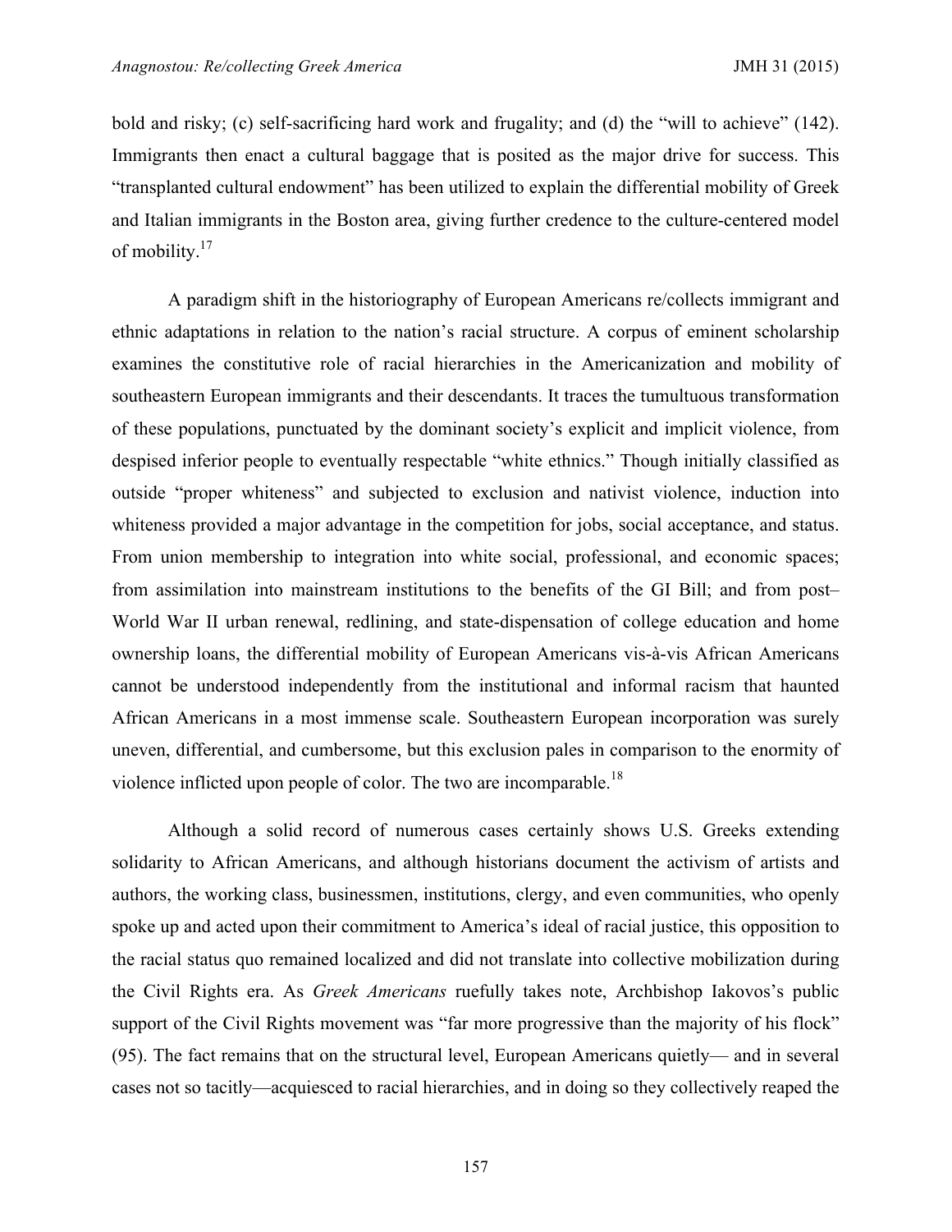bold and risky; (c) self-sacrificing hard work and frugality; and (d) the "will to achieve" (142). Immigrants then enact a cultural baggage that is posited as the major drive for success. This "transplanted cultural endowment" has been utilized to explain the differential mobility of Greek and Italian immigrants in the Boston area, giving further credence to the culture-centered model of mobility.[17]

A paradigm shift in the historiography of European Americans re/collects immigrant and ethnic adaptations in relation to the nation's racial structure. A corpus of eminent scholarship examines the constitutive role of racial hierarchies in the Americanization and mobility of southeastern European immigrants and their descendants. It traces the tumultuous transformation of these populations, punctuated by the dominant society's explicit and implicit violence, from despised inferior people to eventually respectable "white ethnics." Though initially classified as outside "proper whiteness" and subjected to exclusion and nativist violence, induction into whiteness provided a major advantage in the competition for jobs, social acceptance, and status. From union membership to integration into white social, professional, and economic spaces; from assimilation into mainstream institutions to the benefits of the GI Bill; and from post–World War II urban renewal, redlining, and state-dispensation of college education and home ownership loans, the differential mobility of European Americans vis-à-vis African Americans cannot be understood independently from the institutional and informal racism that haunted African Americans in a most immense scale. Southeastern European incorporation was surely uneven, differential, and cumbersome, but this exclusion pales in comparison to the enormity of violence inflicted upon people of color. The two are incomparable.[18]

Although a solid record of numerous cases certainly shows U.S. Greeks extending solidarity to African Americans, and although historians document the activism of artists and authors, the working class, businessmen, institutions, clergy, and even communities, who openly spoke up and acted upon their commitment to America's ideal of racial justice, this opposition to the racial status quo remained localized and did not translate into collective mobilization during the Civil Rights era. As *Greek Americans* ruefully takes note, Archbishop Iakovos's public support of the Civil Rights movement was "far more progressive than the majority of his flock" (95). The fact remains that on the structural level, European Americans quietly— and in several cases not so tacitly—acquiesced to racial hierarchies, and in doing so they collectively reaped the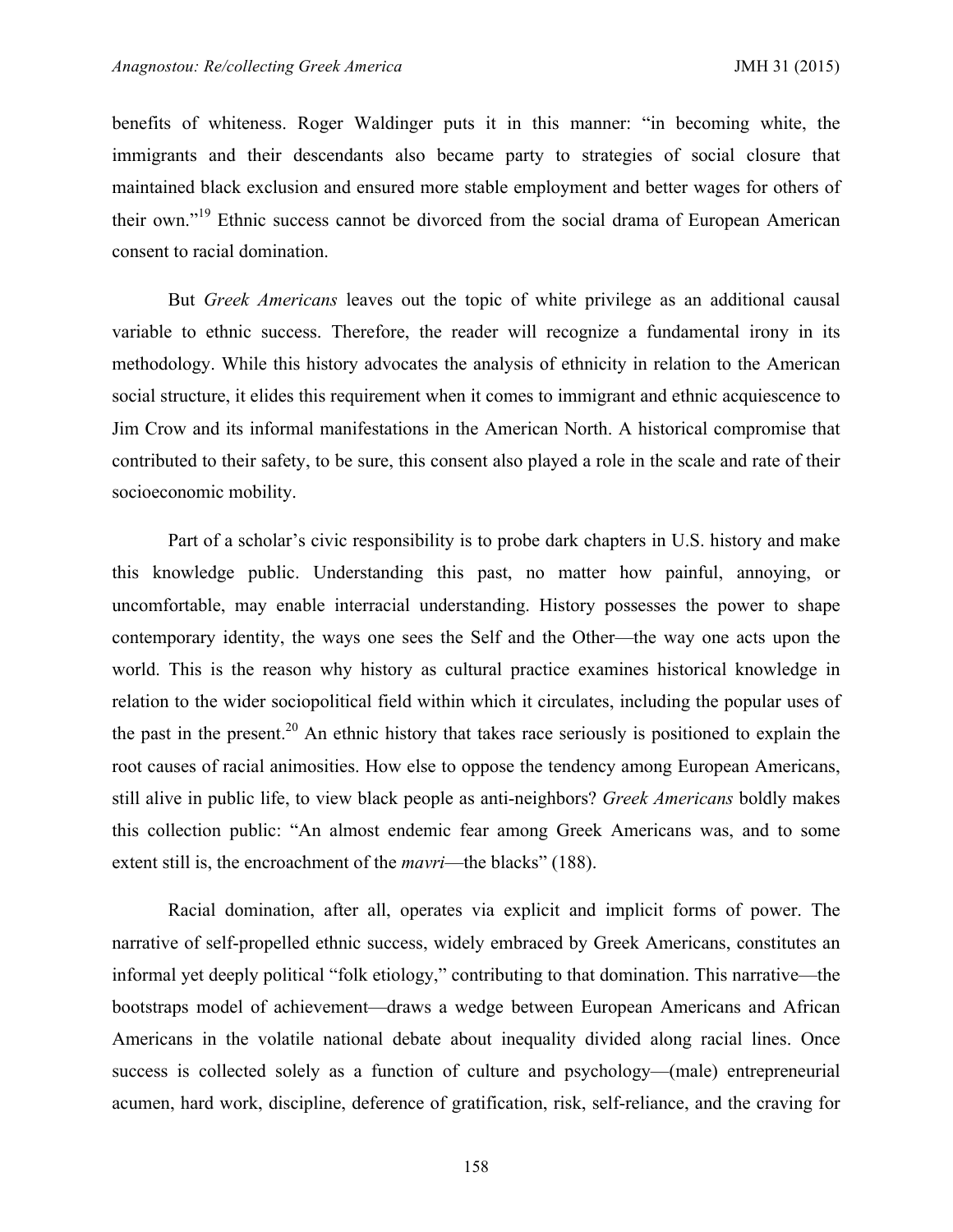benefits of whiteness. Roger Waldinger puts it in this manner: "in becoming white, the immigrants and their descendants also became party to strategies of social closure that maintained black exclusion and ensured more stable employment and better wages for others of their own."[19] Ethnic success cannot be divorced from the social drama of European American consent to racial domination.

But *Greek Americans* leaves out the topic of white privilege as an additional causal variable to ethnic success. Therefore, the reader will recognize a fundamental irony in its methodology. While this history advocates the analysis of ethnicity in relation to the American social structure, it elides this requirement when it comes to immigrant and ethnic acquiescence to Jim Crow and its informal manifestations in the American North. A historical compromise that contributed to their safety, to be sure, this consent also played a role in the scale and rate of their socioeconomic mobility.

Part of a scholar's civic responsibility is to probe dark chapters in U.S. history and make this knowledge public. Understanding this past, no matter how painful, annoying, or uncomfortable, may enable interracial understanding. History possesses the power to shape contemporary identity, the ways one sees the Self and the Other—the way one acts upon the world. This is the reason why history as cultural practice examines historical knowledge in relation to the wider sociopolitical field within which it circulates, including the popular uses of the past in the present.[20] An ethnic history that takes race seriously is positioned to explain the root causes of racial animosities. How else to oppose the tendency among European Americans, still alive in public life, to view black people as anti-neighbors? *Greek Americans* boldly makes this collection public: "An almost endemic fear among Greek Americans was, and to some extent still is, the encroachment of the *mavri*—the blacks" (188).

Racial domination, after all, operates via explicit and implicit forms of power. The narrative of self-propelled ethnic success, widely embraced by Greek Americans, constitutes an informal yet deeply political "folk etiology," contributing to that domination. This narrative—the bootstraps model of achievement—draws a wedge between European Americans and African Americans in the volatile national debate about inequality divided along racial lines. Once success is collected solely as a function of culture and psychology—(male) entrepreneurial acumen, hard work, discipline, deference of gratification, risk, self-reliance, and the craving for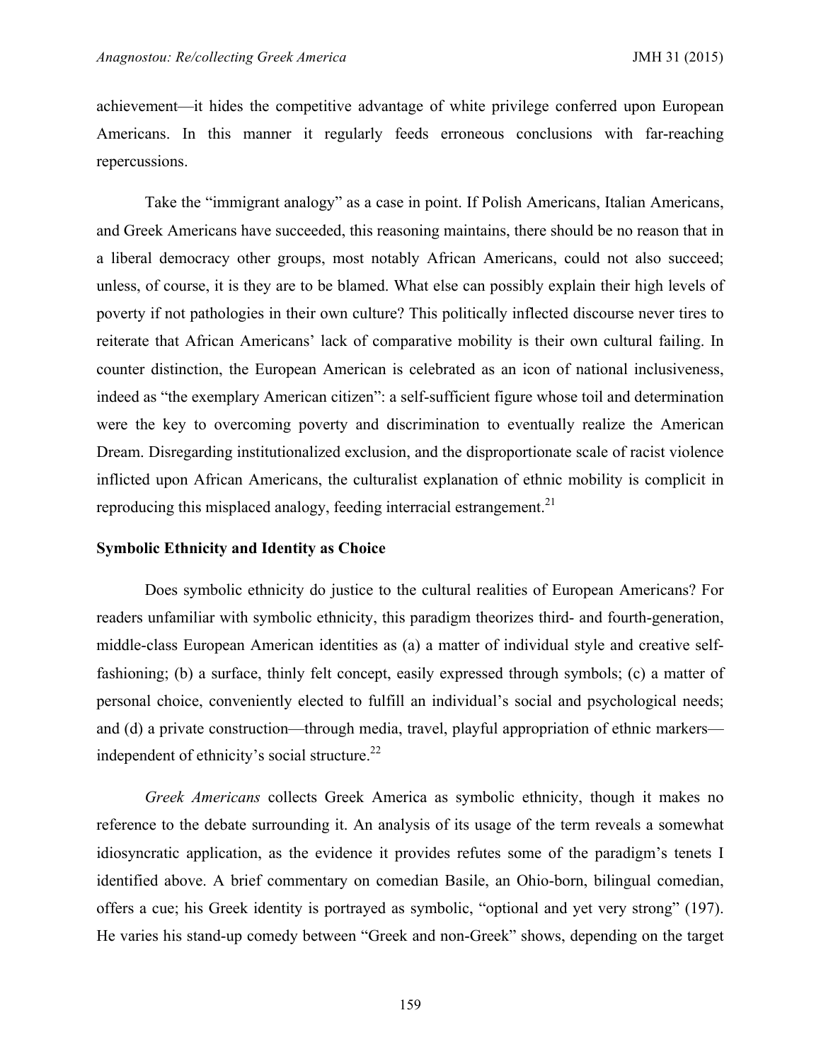achievement—it hides the competitive advantage of white privilege conferred upon European Americans. In this manner it regularly feeds erroneous conclusions with far-reaching repercussions.

Take the "immigrant analogy" as a case in point. If Polish Americans, Italian Americans, and Greek Americans have succeeded, this reasoning maintains, there should be no reason that in a liberal democracy other groups, most notably African Americans, could not also succeed; unless, of course, it is they are to be blamed. What else can possibly explain their high levels of poverty if not pathologies in their own culture? This politically inflected discourse never tires to reiterate that African Americans' lack of comparative mobility is their own cultural failing. In counter distinction, the European American is celebrated as an icon of national inclusiveness, indeed as "the exemplary American citizen": a self-sufficient figure whose toil and determination were the key to overcoming poverty and discrimination to eventually realize the American Dream. Disregarding institutionalized exclusion, and the disproportionate scale of racist violence inflicted upon African Americans, the culturalist explanation of ethnic mobility is complicit in reproducing this misplaced analogy, feeding interracial estrangement.[21]

### Symbolic Ethnicity and Identity as Choice

Does symbolic ethnicity do justice to the cultural realities of European Americans? For readers unfamiliar with symbolic ethnicity, this paradigm theorizes third- and fourth-generation, middle-class European American identities as (a) a matter of individual style and creative self-fashioning; (b) a surface, thinly felt concept, easily expressed through symbols; (c) a matter of personal choice, conveniently elected to fulfill an individual's social and psychological needs; and (d) a private construction—through media, travel, playful appropriation of ethnic markers—independent of ethnicity's social structure.[22]

*Greek Americans* collects Greek America as symbolic ethnicity, though it makes no reference to the debate surrounding it. An analysis of its usage of the term reveals a somewhat idiosyncratic application, as the evidence it provides refutes some of the paradigm's tenets I identified above. A brief commentary on comedian Basile, an Ohio-born, bilingual comedian, offers a cue; his Greek identity is portrayed as symbolic, "optional and yet very strong" (197). He varies his stand-up comedy between "Greek and non-Greek" shows, depending on the target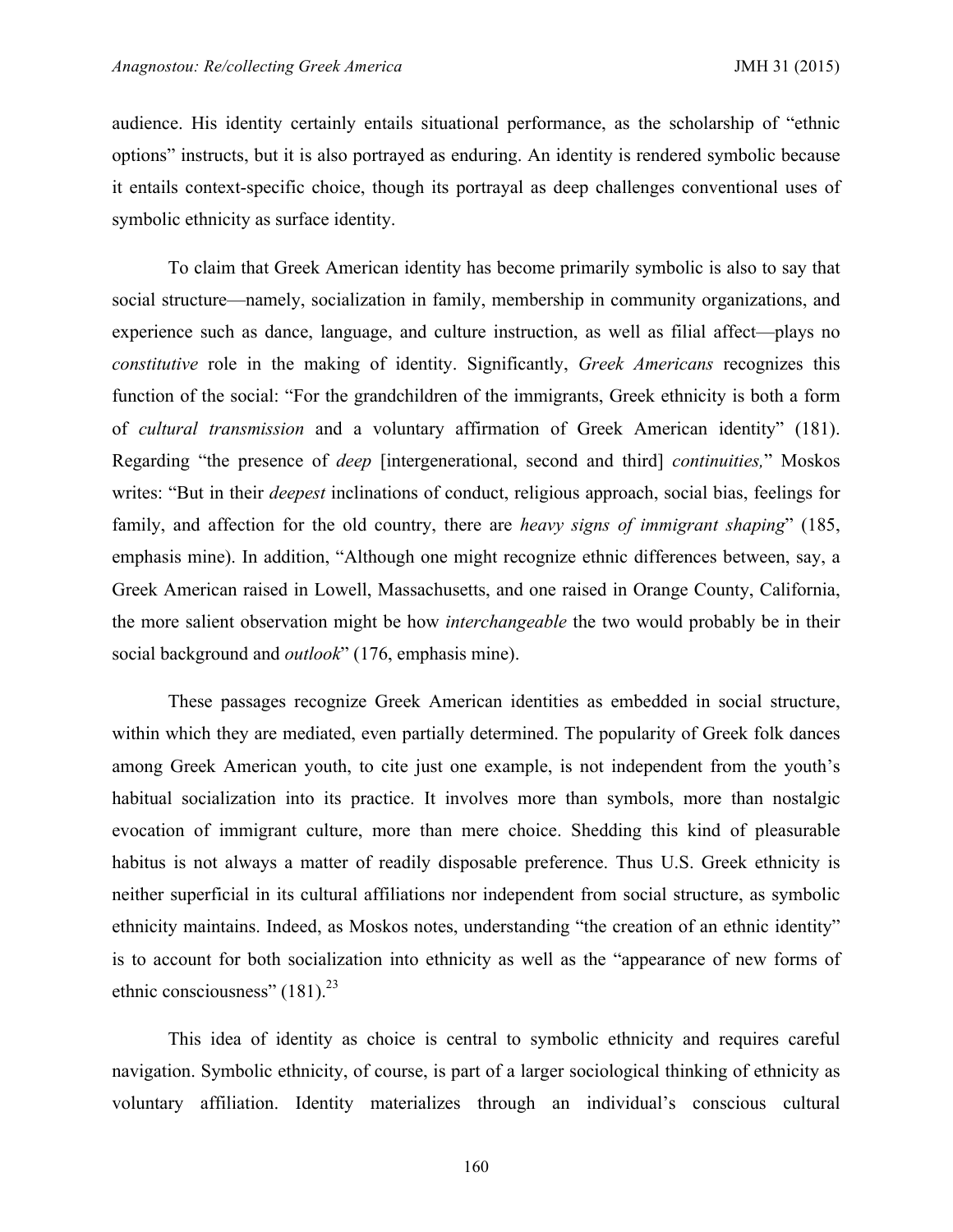audience. His identity certainly entails situational performance, as the scholarship of "ethnic options" instructs, but it is also portrayed as enduring. An identity is rendered symbolic because it entails context-specific choice, though its portrayal as deep challenges conventional uses of symbolic ethnicity as surface identity.

To claim that Greek American identity has become primarily symbolic is also to say that social structure—namely, socialization in family, membership in community organizations, and experience such as dance, language, and culture instruction, as well as filial affect—plays no *constitutive* role in the making of identity. Significantly, *Greek Americans* recognizes this function of the social: "For the grandchildren of the immigrants, Greek ethnicity is both a form of *cultural transmission* and a voluntary affirmation of Greek American identity" (181). Regarding "the presence of *deep* [intergenerational, second and third] *continuities,*" Moskos writes: "But in their *deepest* inclinations of conduct, religious approach, social bias, feelings for family, and affection for the old country, there are *heavy signs of immigrant shaping*" (185, emphasis mine). In addition, "Although one might recognize ethnic differences between, say, a Greek American raised in Lowell, Massachusetts, and one raised in Orange County, California, the more salient observation might be how *interchangeable* the two would probably be in their social background and *outlook*" (176, emphasis mine).

These passages recognize Greek American identities as embedded in social structure, within which they are mediated, even partially determined. The popularity of Greek folk dances among Greek American youth, to cite just one example, is not independent from the youth's habitual socialization into its practice. It involves more than symbols, more than nostalgic evocation of immigrant culture, more than mere choice. Shedding this kind of pleasurable habitus is not always a matter of readily disposable preference. Thus U.S. Greek ethnicity is neither superficial in its cultural affiliations nor independent from social structure, as symbolic ethnicity maintains. Indeed, as Moskos notes, understanding "the creation of an ethnic identity" is to account for both socialization into ethnicity as well as the "appearance of new forms of ethnic consciousness" (181).[23]

This idea of identity as choice is central to symbolic ethnicity and requires careful navigation. Symbolic ethnicity, of course, is part of a larger sociological thinking of ethnicity as voluntary affiliation. Identity materializes through an individual's conscious cultural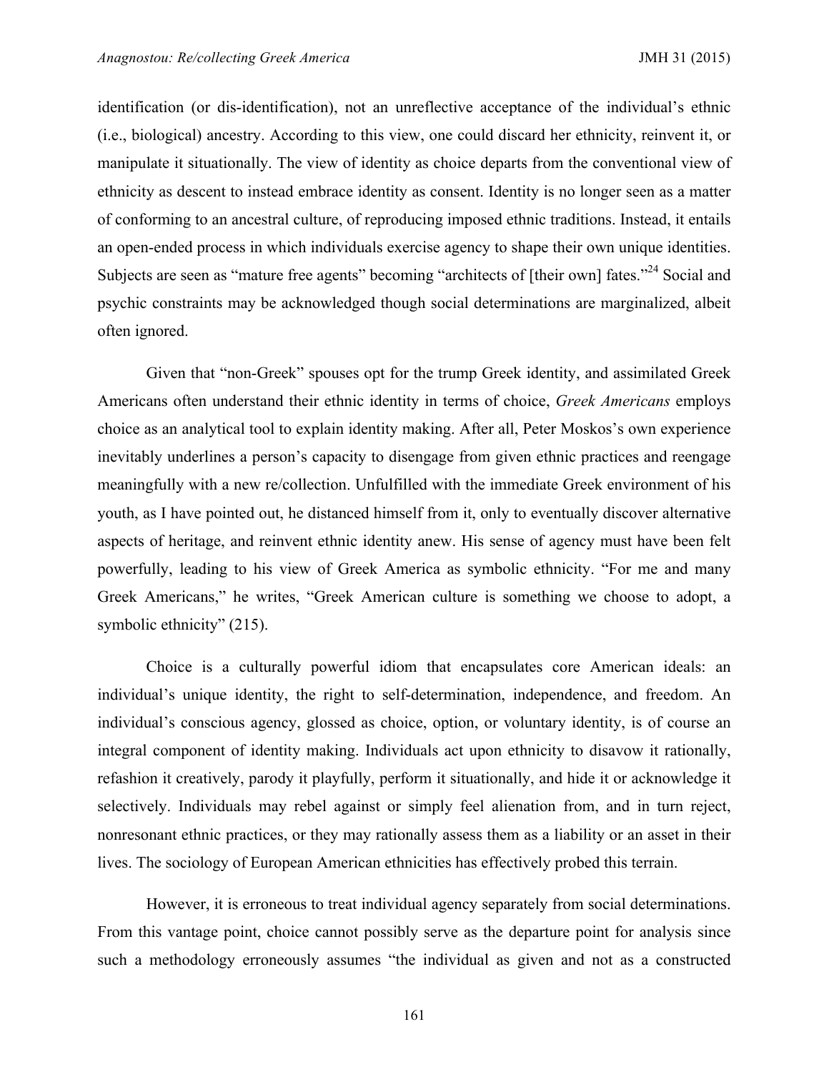identification (or dis-identification), not an unreflective acceptance of the individual's ethnic (i.e., biological) ancestry. According to this view, one could discard her ethnicity, reinvent it, or manipulate it situationally. The view of identity as choice departs from the conventional view of ethnicity as descent to instead embrace identity as consent. Identity is no longer seen as a matter of conforming to an ancestral culture, of reproducing imposed ethnic traditions. Instead, it entails an open-ended process in which individuals exercise agency to shape their own unique identities. Subjects are seen as "mature free agents" becoming "architects of [their own] fates."[24] Social and psychic constraints may be acknowledged though social determinations are marginalized, albeit often ignored.

Given that "non-Greek" spouses opt for the trump Greek identity, and assimilated Greek Americans often understand their ethnic identity in terms of choice, *Greek Americans* employs choice as an analytical tool to explain identity making. After all, Peter Moskos's own experience inevitably underlines a person's capacity to disengage from given ethnic practices and reengage meaningfully with a new re/collection. Unfulfilled with the immediate Greek environment of his youth, as I have pointed out, he distanced himself from it, only to eventually discover alternative aspects of heritage, and reinvent ethnic identity anew. His sense of agency must have been felt powerfully, leading to his view of Greek America as symbolic ethnicity. "For me and many Greek Americans," he writes, "Greek American culture is something we choose to adopt, a symbolic ethnicity" (215).

Choice is a culturally powerful idiom that encapsulates core American ideals: an individual's unique identity, the right to self-determination, independence, and freedom. An individual's conscious agency, glossed as choice, option, or voluntary identity, is of course an integral component of identity making. Individuals act upon ethnicity to disavow it rationally, refashion it creatively, parody it playfully, perform it situationally, and hide it or acknowledge it selectively. Individuals may rebel against or simply feel alienation from, and in turn reject, nonresonant ethnic practices, or they may rationally assess them as a liability or an asset in their lives. The sociology of European American ethnicities has effectively probed this terrain.

However, it is erroneous to treat individual agency separately from social determinations. From this vantage point, choice cannot possibly serve as the departure point for analysis since such a methodology erroneously assumes "the individual as given and not as a constructed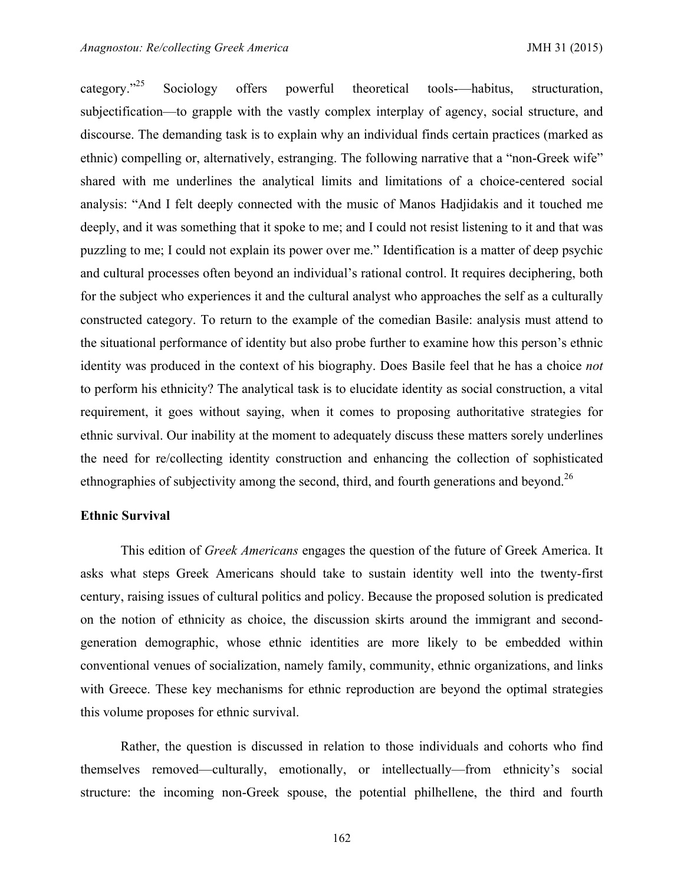category."[25] Sociology offers powerful theoretical tools-—habitus, structuration, subjectification—to grapple with the vastly complex interplay of agency, social structure, and discourse. The demanding task is to explain why an individual finds certain practices (marked as ethnic) compelling or, alternatively, estranging. The following narrative that a "non-Greek wife" shared with me underlines the analytical limits and limitations of a choice-centered social analysis: "And I felt deeply connected with the music of Manos Hadjidakis and it touched me deeply, and it was something that it spoke to me; and I could not resist listening to it and that was puzzling to me; I could not explain its power over me." Identification is a matter of deep psychic and cultural processes often beyond an individual's rational control. It requires deciphering, both for the subject who experiences it and the cultural analyst who approaches the self as a culturally constructed category. To return to the example of the comedian Basile: analysis must attend to the situational performance of identity but also probe further to examine how this person's ethnic identity was produced in the context of his biography. Does Basile feel that he has a choice *not* to perform his ethnicity? The analytical task is to elucidate identity as social construction, a vital requirement, it goes without saying, when it comes to proposing authoritative strategies for ethnic survival. Our inability at the moment to adequately discuss these matters sorely underlines the need for re/collecting identity construction and enhancing the collection of sophisticated ethnographies of subjectivity among the second, third, and fourth generations and beyond.[26]

## Ethnic Survival

This edition of *Greek Americans* engages the question of the future of Greek America. It asks what steps Greek Americans should take to sustain identity well into the twenty-first century, raising issues of cultural politics and policy. Because the proposed solution is predicated on the notion of ethnicity as choice, the discussion skirts around the immigrant and second-generation demographic, whose ethnic identities are more likely to be embedded within conventional venues of socialization, namely family, community, ethnic organizations, and links with Greece. These key mechanisms for ethnic reproduction are beyond the optimal strategies this volume proposes for ethnic survival.

Rather, the question is discussed in relation to those individuals and cohorts who find themselves removed—culturally, emotionally, or intellectually—from ethnicity's social structure: the incoming non-Greek spouse, the potential philhellene, the third and fourth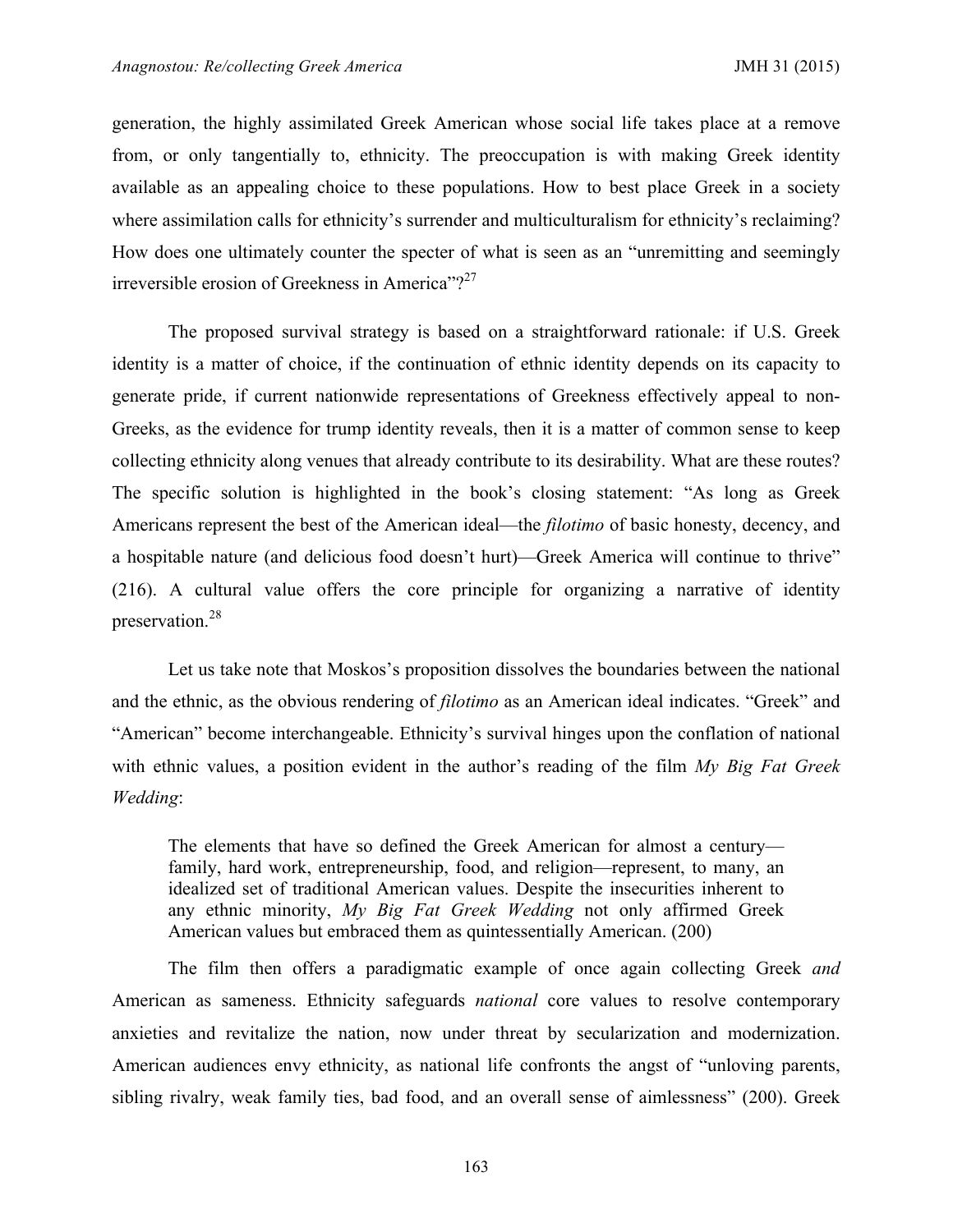generation, the highly assimilated Greek American whose social life takes place at a remove from, or only tangentially to, ethnicity. The preoccupation is with making Greek identity available as an appealing choice to these populations. How to best place Greek in a society where assimilation calls for ethnicity's surrender and multiculturalism for ethnicity's reclaiming? How does one ultimately counter the specter of what is seen as an "unremitting and seemingly irreversible erosion of Greekness in America"?[27]

The proposed survival strategy is based on a straightforward rationale: if U.S. Greek identity is a matter of choice, if the continuation of ethnic identity depends on its capacity to generate pride, if current nationwide representations of Greekness effectively appeal to non-Greeks, as the evidence for trump identity reveals, then it is a matter of common sense to keep collecting ethnicity along venues that already contribute to its desirability. What are these routes? The specific solution is highlighted in the book's closing statement: "As long as Greek Americans represent the best of the American ideal—the *filotimo* of basic honesty, decency, and a hospitable nature (and delicious food doesn't hurt)—Greek America will continue to thrive" (216). A cultural value offers the core principle for organizing a narrative of identity preservation.[28]

Let us take note that Moskos's proposition dissolves the boundaries between the national and the ethnic, as the obvious rendering of *filotimo* as an American ideal indicates. "Greek" and "American" become interchangeable. Ethnicity's survival hinges upon the conflation of national with ethnic values, a position evident in the author's reading of the film *My Big Fat Greek Wedding*:

> The elements that have so defined the Greek American for almost a century—family, hard work, entrepreneurship, food, and religion—represent, to many, an idealized set of traditional American values. Despite the insecurities inherent to any ethnic minority, *My Big Fat Greek Wedding* not only affirmed Greek American values but embraced them as quintessentially American. (200)

The film then offers a paradigmatic example of once again collecting Greek *and* American as sameness. Ethnicity safeguards *national* core values to resolve contemporary anxieties and revitalize the nation, now under threat by secularization and modernization. American audiences envy ethnicity, as national life confronts the angst of "unloving parents, sibling rivalry, weak family ties, bad food, and an overall sense of aimlessness" (200). Greek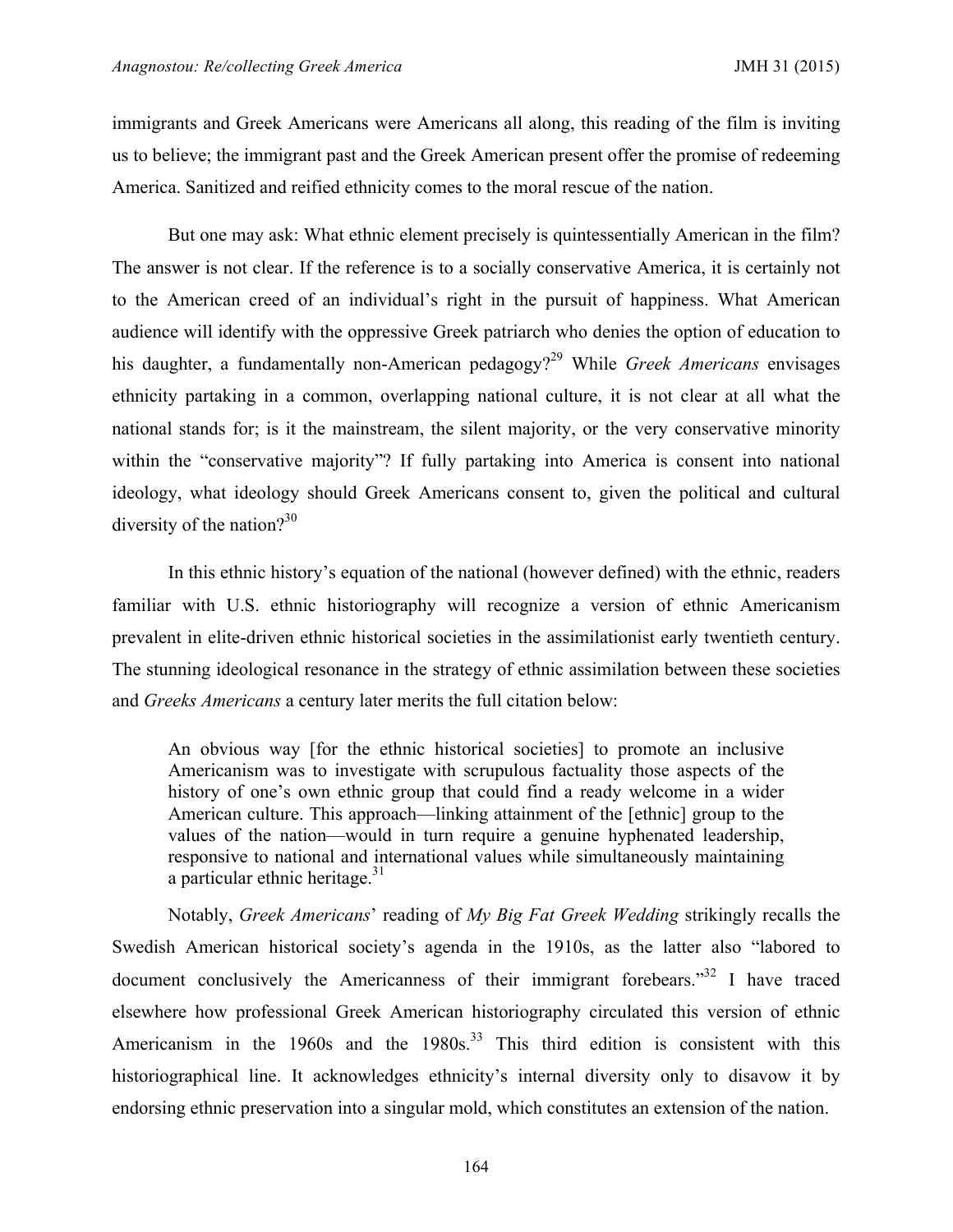immigrants and Greek Americans were Americans all along, this reading of the film is inviting us to believe; the immigrant past and the Greek American present offer the promise of redeeming America. Sanitized and reified ethnicity comes to the moral rescue of the nation.

But one may ask: What ethnic element precisely is quintessentially American in the film? The answer is not clear. If the reference is to a socially conservative America, it is certainly not to the American creed of an individual's right in the pursuit of happiness. What American audience will identify with the oppressive Greek patriarch who denies the option of education to his daughter, a fundamentally non-American pedagogy?[29] While *Greek Americans* envisages ethnicity partaking in a common, overlapping national culture, it is not clear at all what the national stands for; is it the mainstream, the silent majority, or the very conservative minority within the "conservative majority"? If fully partaking into America is consent into national ideology, what ideology should Greek Americans consent to, given the political and cultural diversity of the nation?[30]

In this ethnic history's equation of the national (however defined) with the ethnic, readers familiar with U.S. ethnic historiography will recognize a version of ethnic Americanism prevalent in elite-driven ethnic historical societies in the assimilationist early twentieth century. The stunning ideological resonance in the strategy of ethnic assimilation between these societies and *Greeks Americans* a century later merits the full citation below:

> An obvious way [for the ethnic historical societies] to promote an inclusive Americanism was to investigate with scrupulous factuality those aspects of the history of one's own ethnic group that could find a ready welcome in a wider American culture. This approach—linking attainment of the [ethnic] group to the values of the nation—would in turn require a genuine hyphenated leadership, responsive to national and international values while simultaneously maintaining a particular ethnic heritage.[31]

Notably, *Greek Americans*' reading of *My Big Fat Greek Wedding* strikingly recalls the Swedish American historical society's agenda in the 1910s, as the latter also "labored to document conclusively the Americanness of their immigrant forebears."[32] I have traced elsewhere how professional Greek American historiography circulated this version of ethnic Americanism in the 1960s and the 1980s.[33] This third edition is consistent with this historiographical line. It acknowledges ethnicity's internal diversity only to disavow it by endorsing ethnic preservation into a singular mold, which constitutes an extension of the nation.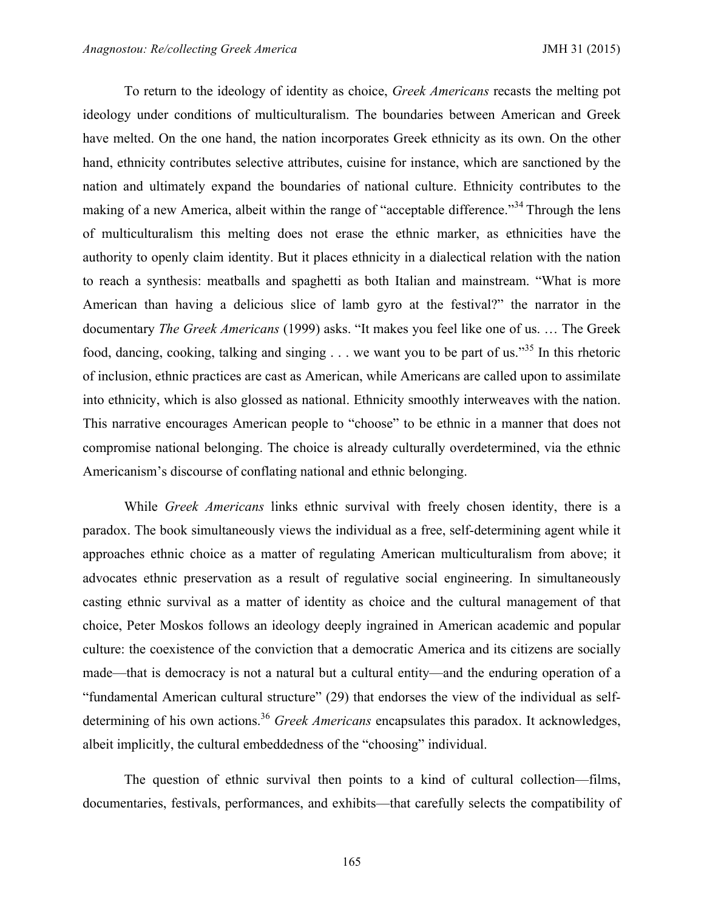To return to the ideology of identity as choice, *Greek Americans* recasts the melting pot ideology under conditions of multiculturalism. The boundaries between American and Greek have melted. On the one hand, the nation incorporates Greek ethnicity as its own. On the other hand, ethnicity contributes selective attributes, cuisine for instance, which are sanctioned by the nation and ultimately expand the boundaries of national culture. Ethnicity contributes to the making of a new America, albeit within the range of "acceptable difference."[34] Through the lens of multiculturalism this melting does not erase the ethnic marker, as ethnicities have the authority to openly claim identity. But it places ethnicity in a dialectical relation with the nation to reach a synthesis: meatballs and spaghetti as both Italian and mainstream. "What is more American than having a delicious slice of lamb gyro at the festival?" the narrator in the documentary *The Greek Americans* (1999) asks. "It makes you feel like one of us. … The Greek food, dancing, cooking, talking and singing . . . we want you to be part of us."[35] In this rhetoric of inclusion, ethnic practices are cast as American, while Americans are called upon to assimilate into ethnicity, which is also glossed as national. Ethnicity smoothly interweaves with the nation. This narrative encourages American people to "choose" to be ethnic in a manner that does not compromise national belonging. The choice is already culturally overdetermined, via the ethnic Americanism's discourse of conflating national and ethnic belonging.

While *Greek Americans* links ethnic survival with freely chosen identity, there is a paradox. The book simultaneously views the individual as a free, self-determining agent while it approaches ethnic choice as a matter of regulating American multiculturalism from above; it advocates ethnic preservation as a result of regulative social engineering. In simultaneously casting ethnic survival as a matter of identity as choice and the cultural management of that choice, Peter Moskos follows an ideology deeply ingrained in American academic and popular culture: the coexistence of the conviction that a democratic America and its citizens are socially made—that is democracy is not a natural but a cultural entity—and the enduring operation of a "fundamental American cultural structure" (29) that endorses the view of the individual as self-determining of his own actions.[36] *Greek Americans* encapsulates this paradox. It acknowledges, albeit implicitly, the cultural embeddedness of the "choosing" individual.

The question of ethnic survival then points to a kind of cultural collection—films, documentaries, festivals, performances, and exhibits—that carefully selects the compatibility of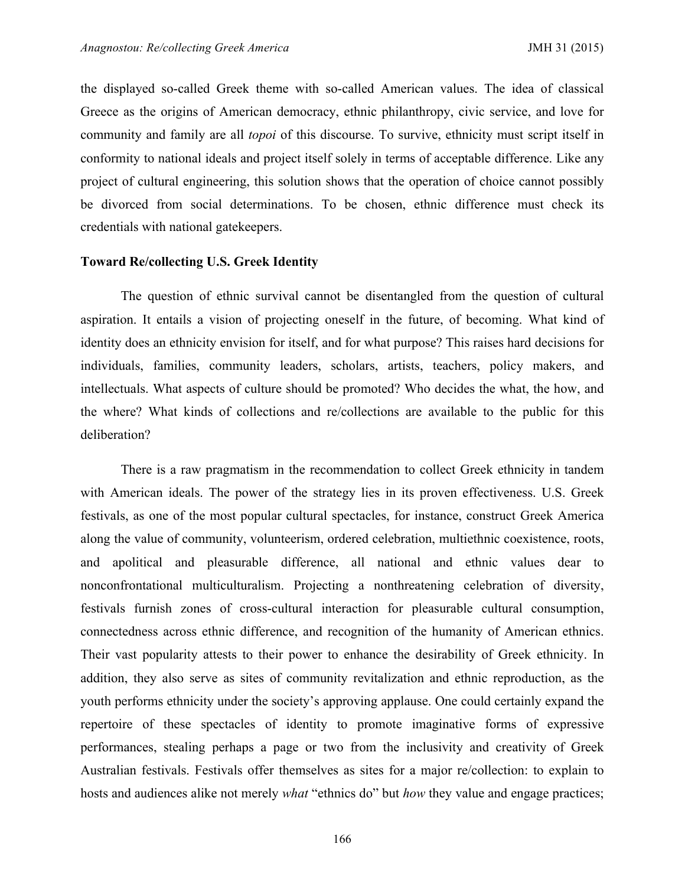the displayed so-called Greek theme with so-called American values. The idea of classical Greece as the origins of American democracy, ethnic philanthropy, civic service, and love for community and family are all *topoi* of this discourse. To survive, ethnicity must script itself in conformity to national ideals and project itself solely in terms of acceptable difference. Like any project of cultural engineering, this solution shows that the operation of choice cannot possibly be divorced from social determinations. To be chosen, ethnic difference must check its credentials with national gatekeepers.

**Toward Re/collecting U.S. Greek Identity**

The question of ethnic survival cannot be disentangled from the question of cultural aspiration. It entails a vision of projecting oneself in the future, of becoming. What kind of identity does an ethnicity envision for itself, and for what purpose? This raises hard decisions for individuals, families, community leaders, scholars, artists, teachers, policy makers, and intellectuals. What aspects of culture should be promoted? Who decides the what, the how, and the where? What kinds of collections and re/collections are available to the public for this deliberation?

There is a raw pragmatism in the recommendation to collect Greek ethnicity in tandem with American ideals. The power of the strategy lies in its proven effectiveness. U.S. Greek festivals, as one of the most popular cultural spectacles, for instance, construct Greek America along the value of community, volunteerism, ordered celebration, multiethnic coexistence, roots, and apolitical and pleasurable difference, all national and ethnic values dear to nonconfrontational multiculturalism. Projecting a nonthreatening celebration of diversity, festivals furnish zones of cross-cultural interaction for pleasurable cultural consumption, connectedness across ethnic difference, and recognition of the humanity of American ethnics. Their vast popularity attests to their power to enhance the desirability of Greek ethnicity. In addition, they also serve as sites of community revitalization and ethnic reproduction, as the youth performs ethnicity under the society's approving applause. One could certainly expand the repertoire of these spectacles of identity to promote imaginative forms of expressive performances, stealing perhaps a page or two from the inclusivity and creativity of Greek Australian festivals. Festivals offer themselves as sites for a major re/collection: to explain to hosts and audiences alike not merely *what* "ethnics do" but *how* they value and engage practices;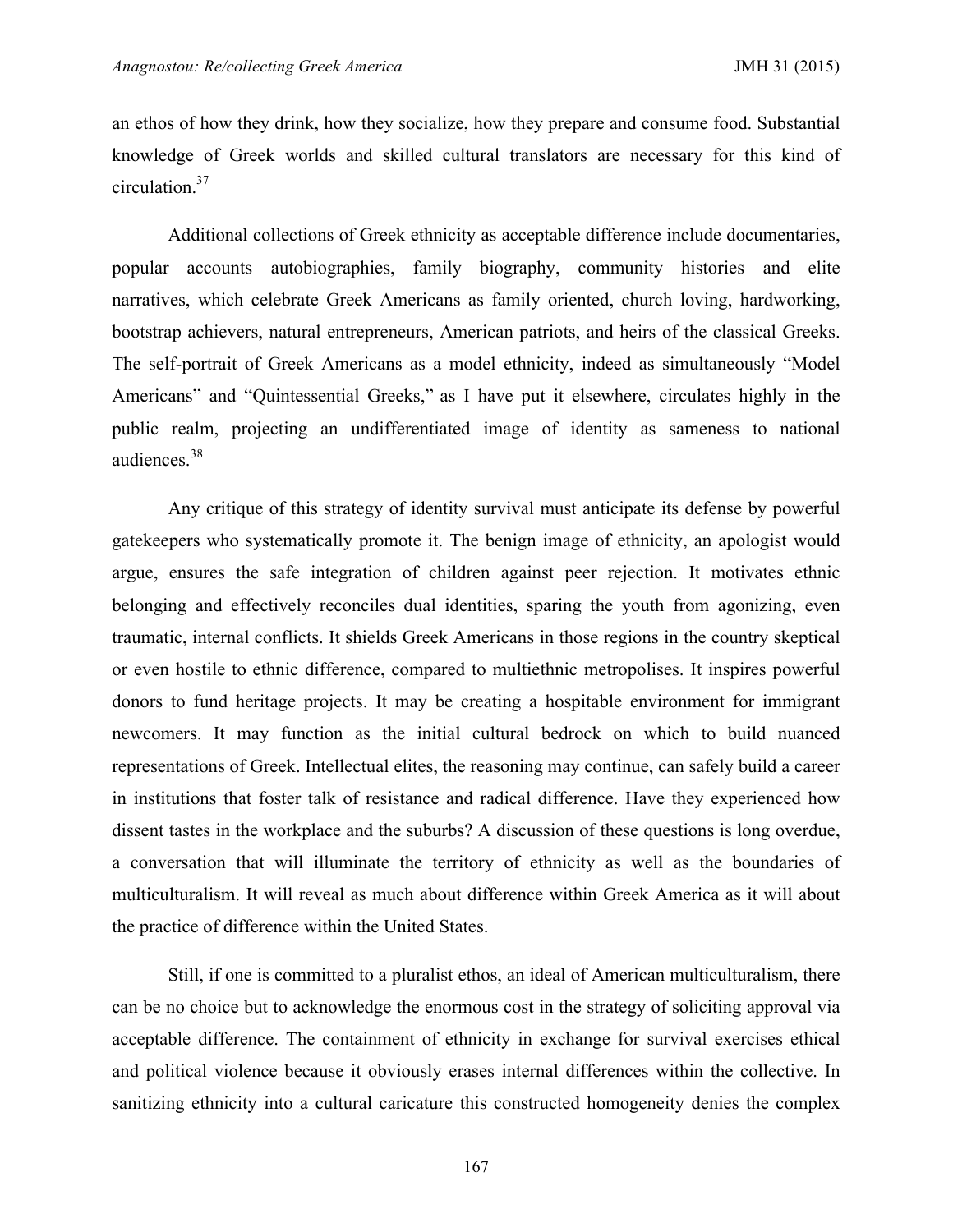an ethos of how they drink, how they socialize, how they prepare and consume food. Substantial knowledge of Greek worlds and skilled cultural translators are necessary for this kind of circulation.[37]

Additional collections of Greek ethnicity as acceptable difference include documentaries, popular accounts—autobiographies, family biography, community histories—and elite narratives, which celebrate Greek Americans as family oriented, church loving, hardworking, bootstrap achievers, natural entrepreneurs, American patriots, and heirs of the classical Greeks. The self-portrait of Greek Americans as a model ethnicity, indeed as simultaneously "Model Americans" and "Quintessential Greeks," as I have put it elsewhere, circulates highly in the public realm, projecting an undifferentiated image of identity as sameness to national audiences.[38]

Any critique of this strategy of identity survival must anticipate its defense by powerful gatekeepers who systematically promote it. The benign image of ethnicity, an apologist would argue, ensures the safe integration of children against peer rejection. It motivates ethnic belonging and effectively reconciles dual identities, sparing the youth from agonizing, even traumatic, internal conflicts. It shields Greek Americans in those regions in the country skeptical or even hostile to ethnic difference, compared to multiethnic metropolises. It inspires powerful donors to fund heritage projects. It may be creating a hospitable environment for immigrant newcomers. It may function as the initial cultural bedrock on which to build nuanced representations of Greek. Intellectual elites, the reasoning may continue, can safely build a career in institutions that foster talk of resistance and radical difference. Have they experienced how dissent tastes in the workplace and the suburbs? A discussion of these questions is long overdue, a conversation that will illuminate the territory of ethnicity as well as the boundaries of multiculturalism. It will reveal as much about difference within Greek America as it will about the practice of difference within the United States.

Still, if one is committed to a pluralist ethos, an ideal of American multiculturalism, there can be no choice but to acknowledge the enormous cost in the strategy of soliciting approval via acceptable difference. The containment of ethnicity in exchange for survival exercises ethical and political violence because it obviously erases internal differences within the collective. In sanitizing ethnicity into a cultural caricature this constructed homogeneity denies the complex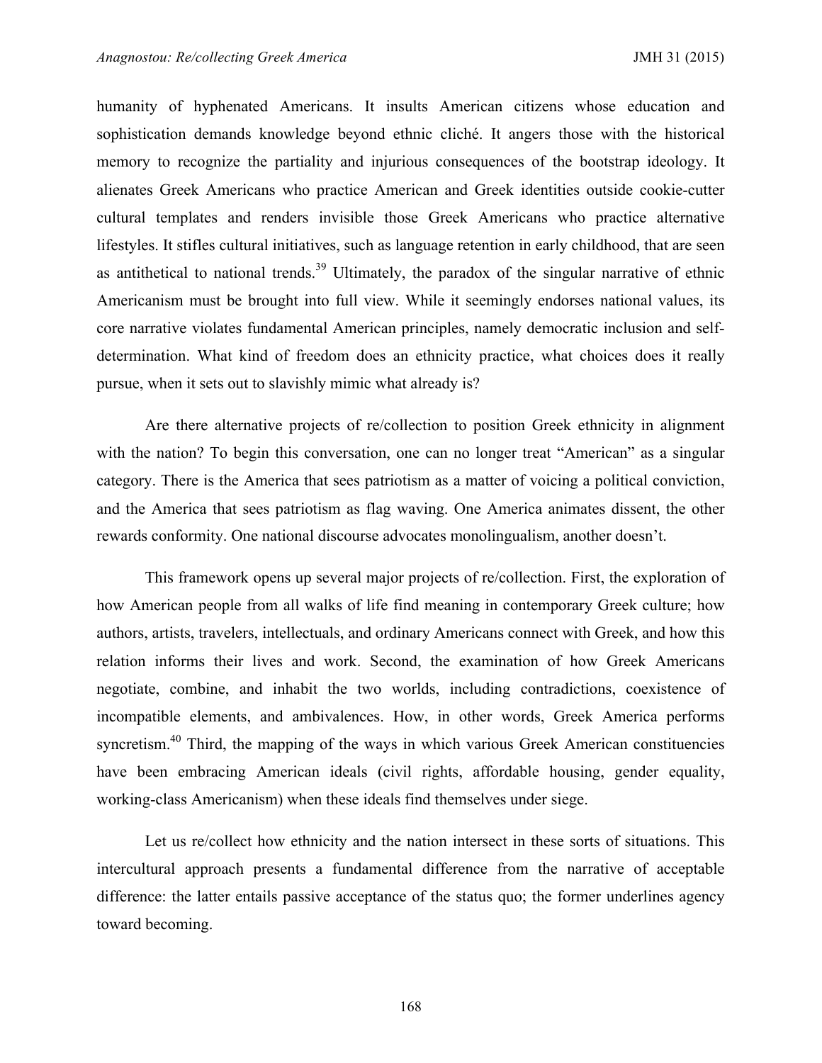humanity of hyphenated Americans. It insults American citizens whose education and sophistication demands knowledge beyond ethnic cliché. It angers those with the historical memory to recognize the partiality and injurious consequences of the bootstrap ideology. It alienates Greek Americans who practice American and Greek identities outside cookie-cutter cultural templates and renders invisible those Greek Americans who practice alternative lifestyles. It stifles cultural initiatives, such as language retention in early childhood, that are seen as antithetical to national trends.[39] Ultimately, the paradox of the singular narrative of ethnic Americanism must be brought into full view. While it seemingly endorses national values, its core narrative violates fundamental American principles, namely democratic inclusion and self-determination. What kind of freedom does an ethnicity practice, what choices does it really pursue, when it sets out to slavishly mimic what already is?

Are there alternative projects of re/collection to position Greek ethnicity in alignment with the nation? To begin this conversation, one can no longer treat "American" as a singular category. There is the America that sees patriotism as a matter of voicing a political conviction, and the America that sees patriotism as flag waving. One America animates dissent, the other rewards conformity. One national discourse advocates monolingualism, another doesn't.

This framework opens up several major projects of re/collection. First, the exploration of how American people from all walks of life find meaning in contemporary Greek culture; how authors, artists, travelers, intellectuals, and ordinary Americans connect with Greek, and how this relation informs their lives and work. Second, the examination of how Greek Americans negotiate, combine, and inhabit the two worlds, including contradictions, coexistence of incompatible elements, and ambivalences. How, in other words, Greek America performs syncretism.[40] Third, the mapping of the ways in which various Greek American constituencies have been embracing American ideals (civil rights, affordable housing, gender equality, working-class Americanism) when these ideals find themselves under siege.

Let us re/collect how ethnicity and the nation intersect in these sorts of situations. This intercultural approach presents a fundamental difference from the narrative of acceptable difference: the latter entails passive acceptance of the status quo; the former underlines agency toward becoming.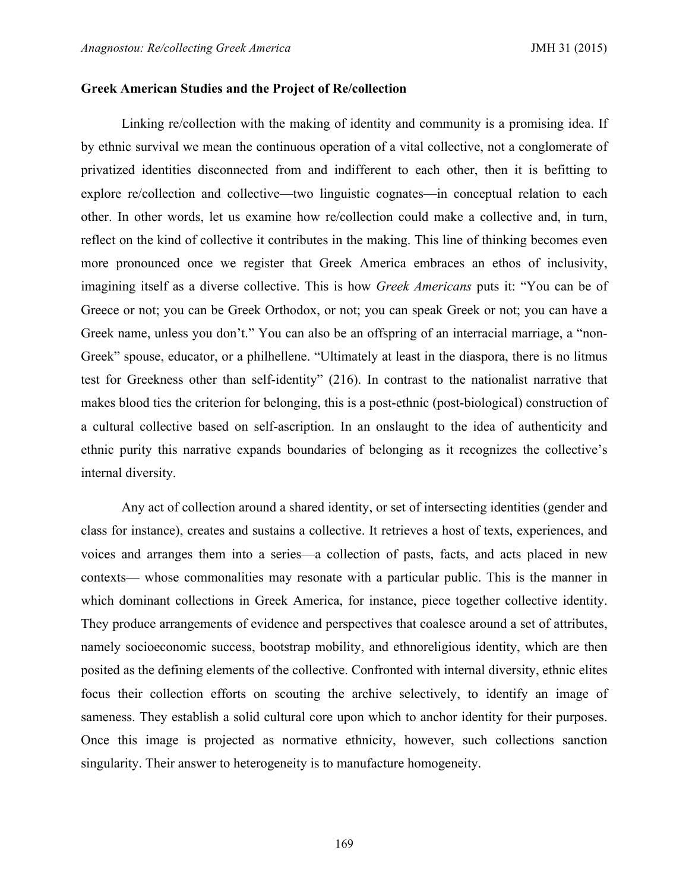## Greek American Studies and the Project of Re/collection

Linking re/collection with the making of identity and community is a promising idea. If by ethnic survival we mean the continuous operation of a vital collective, not a conglomerate of privatized identities disconnected from and indifferent to each other, then it is befitting to explore re/collection and collective—two linguistic cognates—in conceptual relation to each other. In other words, let us examine how re/collection could make a collective and, in turn, reflect on the kind of collective it contributes in the making. This line of thinking becomes even more pronounced once we register that Greek America embraces an ethos of inclusivity, imagining itself as a diverse collective. This is how *Greek Americans* puts it: "You can be of Greece or not; you can be Greek Orthodox, or not; you can speak Greek or not; you can have a Greek name, unless you don't." You can also be an offspring of an interracial marriage, a "non-Greek" spouse, educator, or a philhellene. "Ultimately at least in the diaspora, there is no litmus test for Greekness other than self-identity" (216). In contrast to the nationalist narrative that makes blood ties the criterion for belonging, this is a post-ethnic (post-biological) construction of a cultural collective based on self-ascription. In an onslaught to the idea of authenticity and ethnic purity this narrative expands boundaries of belonging as it recognizes the collective's internal diversity.

Any act of collection around a shared identity, or set of intersecting identities (gender and class for instance), creates and sustains a collective. It retrieves a host of texts, experiences, and voices and arranges them into a series—a collection of pasts, facts, and acts placed in new contexts— whose commonalities may resonate with a particular public. This is the manner in which dominant collections in Greek America, for instance, piece together collective identity. They produce arrangements of evidence and perspectives that coalesce around a set of attributes, namely socioeconomic success, bootstrap mobility, and ethnoreligious identity, which are then posited as the defining elements of the collective. Confronted with internal diversity, ethnic elites focus their collection efforts on scouting the archive selectively, to identify an image of sameness. They establish a solid cultural core upon which to anchor identity for their purposes. Once this image is projected as normative ethnicity, however, such collections sanction singularity. Their answer to heterogeneity is to manufacture homogeneity.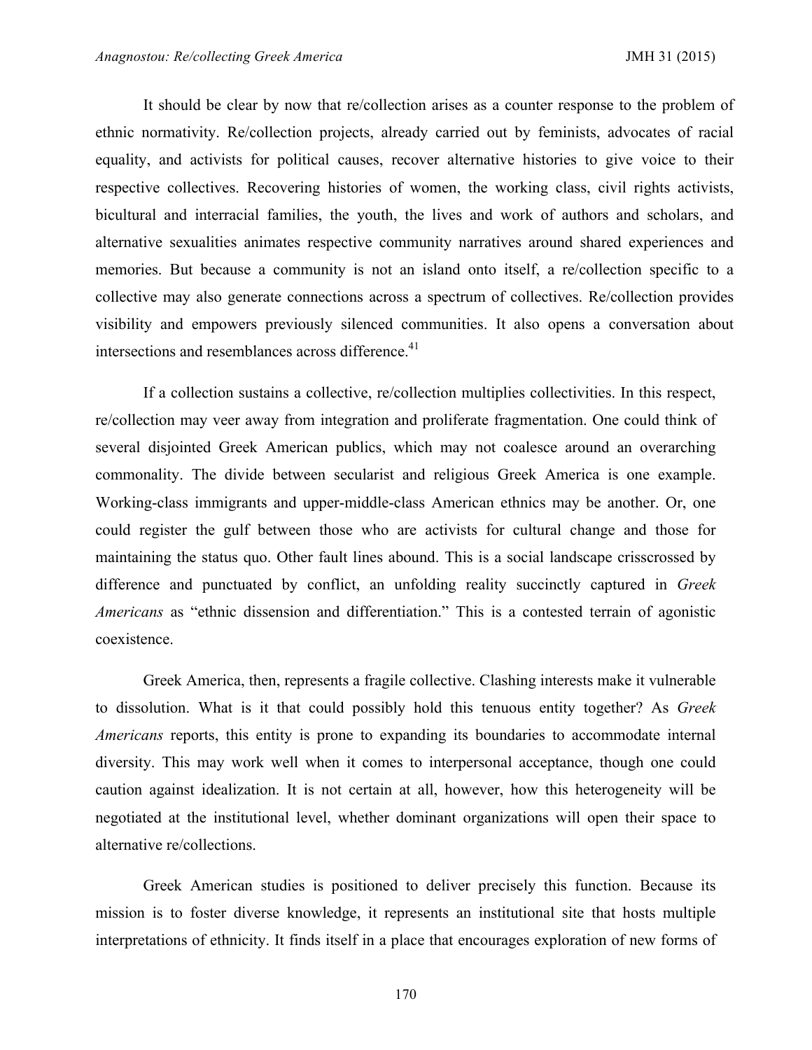It should be clear by now that re/collection arises as a counter response to the problem of ethnic normativity. Re/collection projects, already carried out by feminists, advocates of racial equality, and activists for political causes, recover alternative histories to give voice to their respective collectives. Recovering histories of women, the working class, civil rights activists, bicultural and interracial families, the youth, the lives and work of authors and scholars, and alternative sexualities animates respective community narratives around shared experiences and memories. But because a community is not an island onto itself, a re/collection specific to a collective may also generate connections across a spectrum of collectives. Re/collection provides visibility and empowers previously silenced communities. It also opens a conversation about intersections and resemblances across difference.[41]

If a collection sustains a collective, re/collection multiplies collectivities. In this respect, re/collection may veer away from integration and proliferate fragmentation. One could think of several disjointed Greek American publics, which may not coalesce around an overarching commonality. The divide between secularist and religious Greek America is one example. Working-class immigrants and upper-middle-class American ethnics may be another. Or, one could register the gulf between those who are activists for cultural change and those for maintaining the status quo. Other fault lines abound. This is a social landscape crisscrossed by difference and punctuated by conflict, an unfolding reality succinctly captured in *Greek Americans* as "ethnic dissension and differentiation." This is a contested terrain of agonistic coexistence.

Greek America, then, represents a fragile collective. Clashing interests make it vulnerable to dissolution. What is it that could possibly hold this tenuous entity together? As *Greek Americans* reports, this entity is prone to expanding its boundaries to accommodate internal diversity. This may work well when it comes to interpersonal acceptance, though one could caution against idealization. It is not certain at all, however, how this heterogeneity will be negotiated at the institutional level, whether dominant organizations will open their space to alternative re/collections.

Greek American studies is positioned to deliver precisely this function. Because its mission is to foster diverse knowledge, it represents an institutional site that hosts multiple interpretations of ethnicity. It finds itself in a place that encourages exploration of new forms of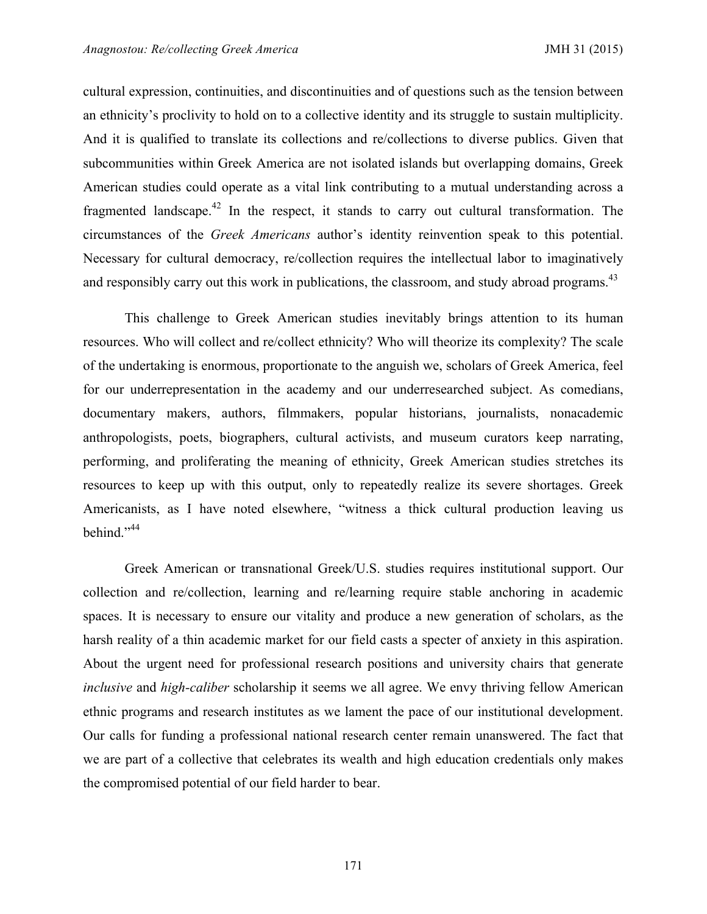cultural expression, continuities, and discontinuities and of questions such as the tension between an ethnicity's proclivity to hold on to a collective identity and its struggle to sustain multiplicity. And it is qualified to translate its collections and re/collections to diverse publics. Given that subcommunities within Greek America are not isolated islands but overlapping domains, Greek American studies could operate as a vital link contributing to a mutual understanding across a fragmented landscape.[42] In the respect, it stands to carry out cultural transformation. The circumstances of the *Greek Americans* author's identity reinvention speak to this potential. Necessary for cultural democracy, re/collection requires the intellectual labor to imaginatively and responsibly carry out this work in publications, the classroom, and study abroad programs.[43]

This challenge to Greek American studies inevitably brings attention to its human resources. Who will collect and re/collect ethnicity? Who will theorize its complexity? The scale of the undertaking is enormous, proportionate to the anguish we, scholars of Greek America, feel for our underrepresentation in the academy and our underresearched subject. As comedians, documentary makers, authors, filmmakers, popular historians, journalists, nonacademic anthropologists, poets, biographers, cultural activists, and museum curators keep narrating, performing, and proliferating the meaning of ethnicity, Greek American studies stretches its resources to keep up with this output, only to repeatedly realize its severe shortages. Greek Americanists, as I have noted elsewhere, "witness a thick cultural production leaving us behind."[44]

Greek American or transnational Greek/U.S. studies requires institutional support. Our collection and re/collection, learning and re/learning require stable anchoring in academic spaces. It is necessary to ensure our vitality and produce a new generation of scholars, as the harsh reality of a thin academic market for our field casts a specter of anxiety in this aspiration. About the urgent need for professional research positions and university chairs that generate *inclusive* and *high-caliber* scholarship it seems we all agree. We envy thriving fellow American ethnic programs and research institutes as we lament the pace of our institutional development. Our calls for funding a professional national research center remain unanswered. The fact that we are part of a collective that celebrates its wealth and high education credentials only makes the compromised potential of our field harder to bear.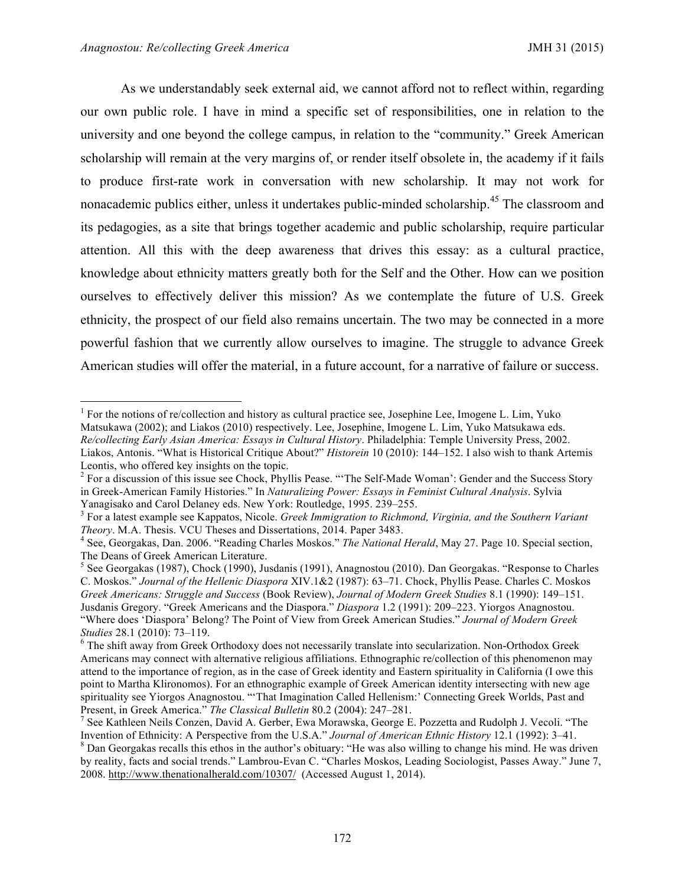As we understandably seek external aid, we cannot afford not to reflect within, regarding our own public role. I have in mind a specific set of responsibilities, one in relation to the university and one beyond the college campus, in relation to the "community." Greek American scholarship will remain at the very margins of, or render itself obsolete in, the academy if it fails to produce first-rate work in conversation with new scholarship. It may not work for nonacademic publics either, unless it undertakes public-minded scholarship.[45] The classroom and its pedagogies, as a site that brings together academic and public scholarship, require particular attention. All this with the deep awareness that drives this essay: as a cultural practice, knowledge about ethnicity matters greatly both for the Self and the Other. How can we position ourselves to effectively deliver this mission? As we contemplate the future of U.S. Greek ethnicity, the prospect of our field also remains uncertain. The two may be connected in a more powerful fashion that we currently allow ourselves to imagine. The struggle to advance Greek American studies will offer the material, in a future account, for a narrative of failure or success.

---

[1] For the notions of re/collection and history as cultural practice see, Josephine Lee, Imogene L. Lim, Yuko Matsukawa (2002); and Liakos (2010) respectively. Lee, Josephine, Imogene L. Lim, Yuko Matsukawa eds. *Re/collecting Early Asian America: Essays in Cultural History*. Philadelphia: Temple University Press, 2002. Liakos, Antonis. "What is Historical Critique About?" *Historein* 10 (2010): 144–152. I also wish to thank Artemis Leontis, who offered key insights on the topic.

[2] For a discussion of this issue see Chock, Phyllis Pease. "'The Self-Made Woman': Gender and the Success Story in Greek-American Family Histories." In *Naturalizing Power: Essays in Feminist Cultural Analysis*. Sylvia Yanagisako and Carol Delaney eds. New York: Routledge, 1995. 239–255.

[3] For a latest example see Kappatos, Nicole. *Greek Immigration to Richmond, Virginia, and the Southern Variant Theory*. M.A. Thesis. VCU Theses and Dissertations, 2014. Paper 3483.

[4] See, Georgakas, Dan. 2006. "Reading Charles Moskos." *The National Herald*, May 27. Page 10. Special section, The Deans of Greek American Literature.

[5] See Georgakas (1987), Chock (1990), Jusdanis (1991), Anagnostou (2010). Dan Georgakas. "Response to Charles C. Moskos." *Journal of the Hellenic Diaspora* XIV.1&2 (1987): 63–71. Chock, Phyllis Pease. Charles C. Moskos *Greek Americans: Struggle and Success* (Book Review), *Journal of Modern Greek Studies* 8.1 (1990): 149–151. Jusdanis Gregory. "Greek Americans and the Diaspora." *Diaspora* 1.2 (1991): 209–223. Yiorgos Anagnostou. "Where does 'Diaspora' Belong? The Point of View from Greek American Studies." *Journal of Modern Greek Studies* 28.1 (2010): 73–119.

[6] The shift away from Greek Orthodoxy does not necessarily translate into secularization. Non-Orthodox Greek Americans may connect with alternative religious affiliations. Ethnographic re/collection of this phenomenon may attend to the importance of region, as in the case of Greek identity and Eastern spirituality in California (I owe this point to Martha Klironomos). For an ethnographic example of Greek American identity intersecting with new age spirituality see Yiorgos Anagnostou. "'That Imagination Called Hellenism:' Connecting Greek Worlds, Past and Present, in Greek America." *The Classical Bulletin* 80.2 (2004): 247–281.

[7] See Kathleen Neils Conzen, David A. Gerber, Ewa Morawska, George E. Pozzetta and Rudolph J. Vecoli. "The Invention of Ethnicity: A Perspective from the U.S.A." *Journal of American Ethnic History* 12.1 (1992): 3–41.

[8] Dan Georgakas recalls this ethos in the author's obituary: "He was also willing to change his mind. He was driven by reality, facts and social trends." Lambrou-Evan C. "Charles Moskos, Leading Sociologist, Passes Away." June 7, 2008. http://www.thenationalherald.com/10307/ (Accessed August 1, 2014).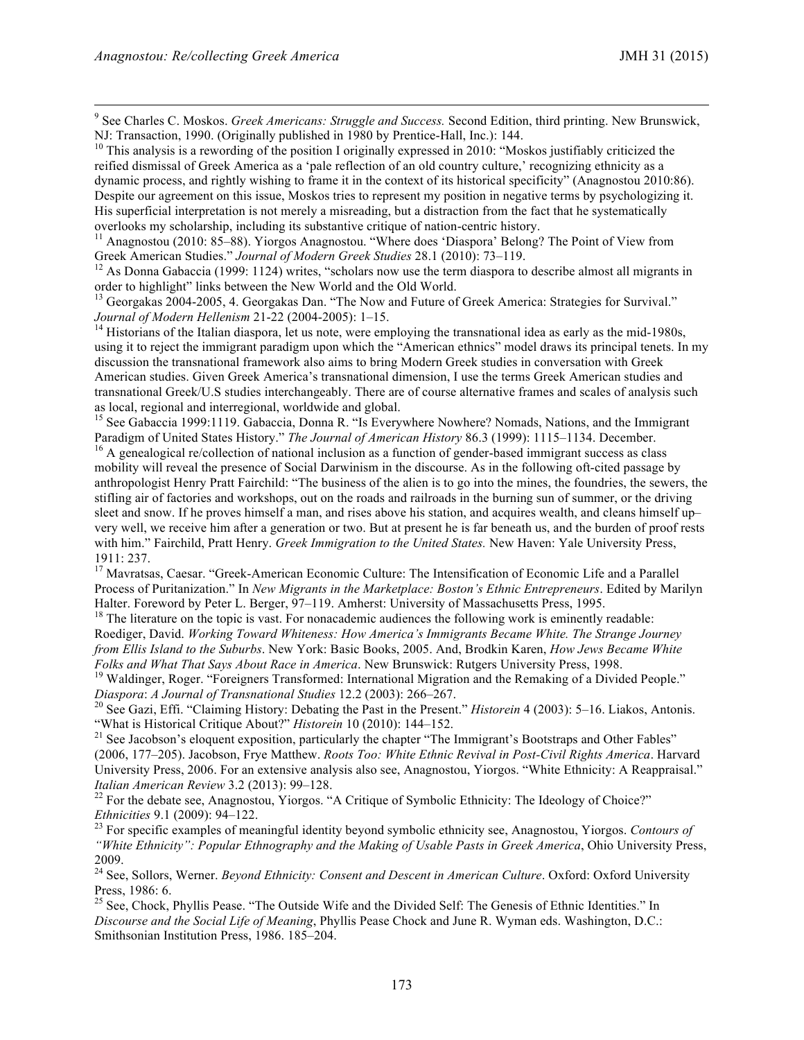[9] See Charles C. Moskos. *Greek Americans: Struggle and Success.* Second Edition, third printing. New Brunswick, NJ: Transaction, 1990. (Originally published in 1980 by Prentice-Hall, Inc.): 144.

[10] This analysis is a rewording of the position I originally expressed in 2010: "Moskos justifiably criticized the reified dismissal of Greek America as a 'pale reflection of an old country culture,' recognizing ethnicity as a dynamic process, and rightly wishing to frame it in the context of its historical specificity" (Anagnostou 2010:86). Despite our agreement on this issue, Moskos tries to represent my position in negative terms by psychologizing it. His superficial interpretation is not merely a misreading, but a distraction from the fact that he systematically overlooks my scholarship, including its substantive critique of nation-centric history.

[11] Anagnostou (2010: 85–88). Yiorgos Anagnostou. "Where does 'Diaspora' Belong? The Point of View from Greek American Studies." *Journal of Modern Greek Studies* 28.1 (2010): 73–119.

[12] As Donna Gabaccia (1999: 1124) writes, "scholars now use the term diaspora to describe almost all migrants in order to highlight" links between the New World and the Old World.

[13] Georgakas 2004-2005, 4. Georgakas Dan. "The Now and Future of Greek America: Strategies for Survival." *Journal of Modern Hellenism* 21-22 (2004-2005): 1–15.

[14] Historians of the Italian diaspora, let us note, were employing the transnational idea as early as the mid-1980s, using it to reject the immigrant paradigm upon which the "American ethnics" model draws its principal tenets. In my discussion the transnational framework also aims to bring Modern Greek studies in conversation with Greek American studies. Given Greek America's transnational dimension, I use the terms Greek American studies and transnational Greek/U.S studies interchangeably. There are of course alternative frames and scales of analysis such as local, regional and interregional, worldwide and global.

[15] See Gabaccia 1999:1119. Gabaccia, Donna R. "Is Everywhere Nowhere? Nomads, Nations, and the Immigrant Paradigm of United States History." *The Journal of American History* 86.3 (1999): 1115–1134. December.

[16] A genealogical re/collection of national inclusion as a function of gender-based immigrant success as class mobility will reveal the presence of Social Darwinism in the discourse. As in the following oft-cited passage by anthropologist Henry Pratt Fairchild: "The business of the alien is to go into the mines, the foundries, the sewers, the stifling air of factories and workshops, out on the roads and railroads in the burning sun of summer, or the driving sleet and snow. If he proves himself a man, and rises above his station, and acquires wealth, and cleans himself up– very well, we receive him after a generation or two. But at present he is far beneath us, and the burden of proof rests with him." Fairchild, Pratt Henry. *Greek Immigration to the United States.* New Haven: Yale University Press, 1911: 237.

[17] Mavratsas, Caesar. "Greek-American Economic Culture: The Intensification of Economic Life and a Parallel Process of Puritanization." In *New Migrants in the Marketplace: Boston's Ethnic Entrepreneurs*. Edited by Marilyn Halter. Foreword by Peter L. Berger, 97–119. Amherst: University of Massachusetts Press, 1995.

[18] The literature on the topic is vast. For nonacademic audiences the following work is eminently readable: Roediger, David. *Working Toward Whiteness: How America's Immigrants Became White. The Strange Journey from Ellis Island to the Suburbs*. New York: Basic Books, 2005. And, Brodkin Karen, *How Jews Became White Folks and What That Says About Race in America*. New Brunswick: Rutgers University Press, 1998.

[19] Waldinger, Roger. "Foreigners Transformed: International Migration and the Remaking of a Divided People." *Diaspora*: *A Journal of Transnational Studies* 12.2 (2003): 266–267.

[20] See Gazi, Effi. "Claiming History: Debating the Past in the Present." *Historein* 4 (2003): 5–16. Liakos, Antonis. "What is Historical Critique About?" *Historein* 10 (2010): 144–152.

[21] See Jacobson's eloquent exposition, particularly the chapter "The Immigrant's Bootstraps and Other Fables" (2006, 177–205). Jacobson, Frye Matthew. *Roots Too: White Ethnic Revival in Post-Civil Rights America*. Harvard University Press, 2006. For an extensive analysis also see, Anagnostou, Yiorgos. "White Ethnicity: A Reappraisal." *Italian American Review* 3.2 (2013): 99–128.

[22] For the debate see, Anagnostou, Yiorgos. "A Critique of Symbolic Ethnicity: The Ideology of Choice?" *Ethnicities* 9.1 (2009): 94–122.

[23] For specific examples of meaningful identity beyond symbolic ethnicity see, Anagnostou, Yiorgos. *Contours of "White Ethnicity": Popular Ethnography and the Making of Usable Pasts in Greek America*, Ohio University Press, 2009.

[24] See, Sollors, Werner. *Beyond Ethnicity: Consent and Descent in American Culture*. Oxford: Oxford University Press, 1986: 6.

[25] See, Chock, Phyllis Pease. "The Outside Wife and the Divided Self: The Genesis of Ethnic Identities." In *Discourse and the Social Life of Meaning*, Phyllis Pease Chock and June R. Wyman eds. Washington, D.C.: Smithsonian Institution Press, 1986. 185–204.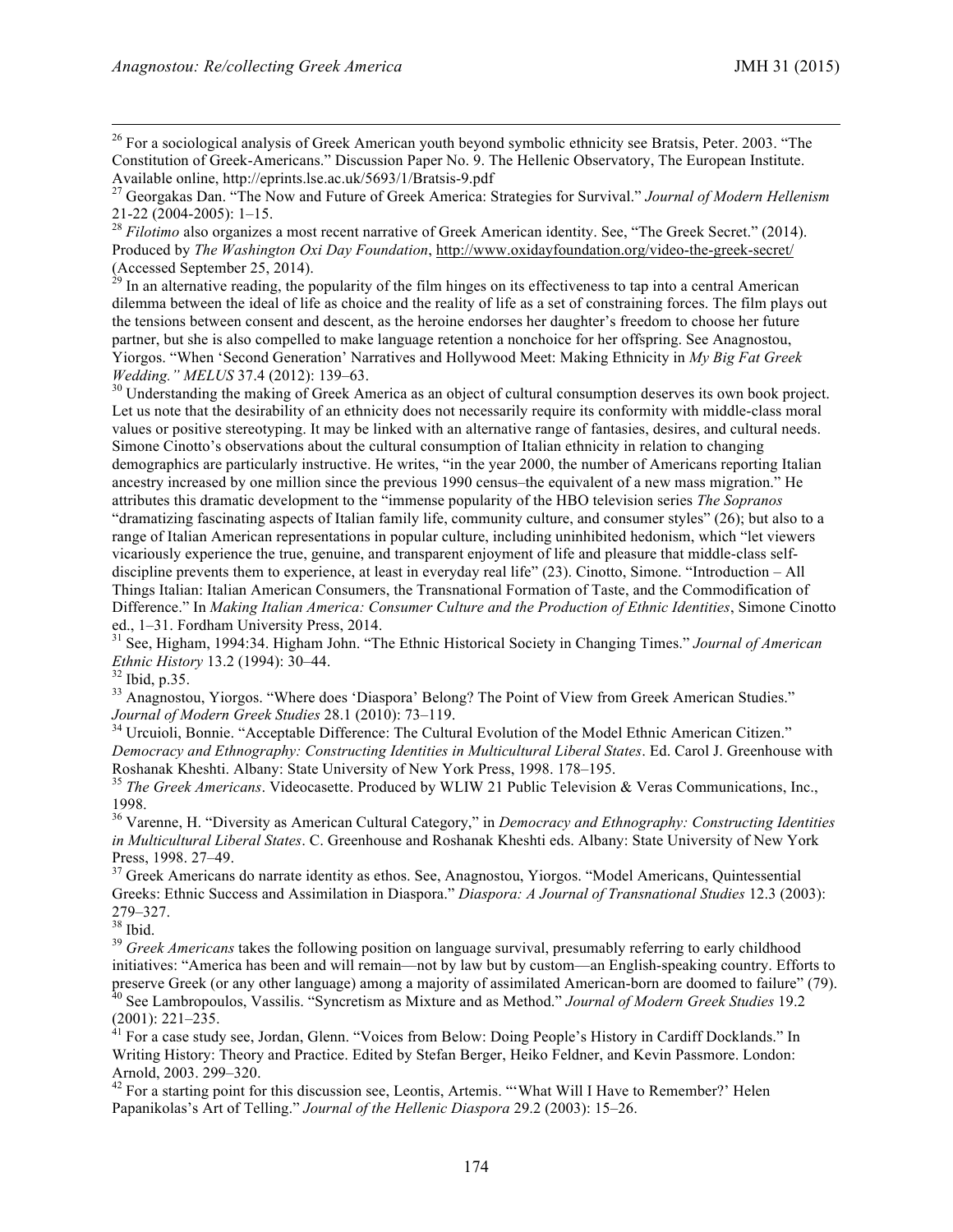[26] For a sociological analysis of Greek American youth beyond symbolic ethnicity see Bratsis, Peter. 2003. "The Constitution of Greek-Americans." Discussion Paper No. 9. The Hellenic Observatory, The European Institute. Available online, http://eprints.lse.ac.uk/5693/1/Bratsis-9.pdf

[27] Georgakas Dan. "The Now and Future of Greek America: Strategies for Survival." *Journal of Modern Hellenism* 21-22 (2004-2005): 1–15.

[28] *Filotimo* also organizes a most recent narrative of Greek American identity. See, "The Greek Secret." (2014). Produced by *The Washington Oxi Day Foundation*, http://www.oxidayfoundation.org/video-the-greek-secret/ (Accessed September 25, 2014).

[29] In an alternative reading, the popularity of the film hinges on its effectiveness to tap into a central American dilemma between the ideal of life as choice and the reality of life as a set of constraining forces. The film plays out the tensions between consent and descent, as the heroine endorses her daughter's freedom to choose her future partner, but she is also compelled to make language retention a nonchoice for her offspring. See Anagnostou, Yiorgos. "When 'Second Generation' Narratives and Hollywood Meet: Making Ethnicity in *My Big Fat Greek Wedding." MELUS* 37.4 (2012): 139–63.

[30] Understanding the making of Greek America as an object of cultural consumption deserves its own book project. Let us note that the desirability of an ethnicity does not necessarily require its conformity with middle-class moral values or positive stereotyping. It may be linked with an alternative range of fantasies, desires, and cultural needs. Simone Cinotto's observations about the cultural consumption of Italian ethnicity in relation to changing demographics are particularly instructive. He writes, "in the year 2000, the number of Americans reporting Italian ancestry increased by one million since the previous 1990 census–the equivalent of a new mass migration." He attributes this dramatic development to the "immense popularity of the HBO television series *The Sopranos* "dramatizing fascinating aspects of Italian family life, community culture, and consumer styles" (26); but also to a range of Italian American representations in popular culture, including uninhibited hedonism, which "let viewers vicariously experience the true, genuine, and transparent enjoyment of life and pleasure that middle-class self-discipline prevents them to experience, at least in everyday real life" (23). Cinotto, Simone. "Introduction – All Things Italian: Italian American Consumers, the Transnational Formation of Taste, and the Commodification of Difference." In *Making Italian America: Consumer Culture and the Production of Ethnic Identities*, Simone Cinotto ed., 1–31. Fordham University Press, 2014.

[31] See, Higham, 1994:34. Higham John. "The Ethnic Historical Society in Changing Times." *Journal of American Ethnic History* 13.2 (1994): 30–44.

[32] Ibid, p.35.

[33] Anagnostou, Yiorgos. "Where does 'Diaspora' Belong? The Point of View from Greek American Studies." *Journal of Modern Greek Studies* 28.1 (2010): 73–119.

[34] Urcuioli, Bonnie. "Acceptable Difference: The Cultural Evolution of the Model Ethnic American Citizen." *Democracy and Ethnography: Constructing Identities in Multicultural Liberal States*. Ed. Carol J. Greenhouse with Roshanak Kheshti. Albany: State University of New York Press, 1998. 178–195.

[35] *The Greek Americans*. Videocassette. Produced by WLIW 21 Public Television & Veras Communications, Inc., 1998.

[36] Varenne, H. "Diversity as American Cultural Category," in *Democracy and Ethnography: Constructing Identities in Multicultural Liberal States*. C. Greenhouse and Roshanak Kheshti eds. Albany: State University of New York Press, 1998. 27–49.

[37] Greek Americans do narrate identity as ethos. See, Anagnostou, Yiorgos. "Model Americans, Quintessential Greeks: Ethnic Success and Assimilation in Diaspora." *Diaspora: A Journal of Transnational Studies* 12.3 (2003): 279–327.

[38] Ibid.

[39] *Greek Americans* takes the following position on language survival, presumably referring to early childhood initiatives: "America has been and will remain—not by law but by custom—an English-speaking country. Efforts to preserve Greek (or any other language) among a majority of assimilated American-born are doomed to failure" (79).

[40] See Lambropoulos, Vassilis. "Syncretism as Mixture and as Method." *Journal of Modern Greek Studies* 19.2 (2001): 221–235.

[41] For a case study see, Jordan, Glenn. "Voices from Below: Doing People's History in Cardiff Docklands." In Writing History: Theory and Practice. Edited by Stefan Berger, Heiko Feldner, and Kevin Passmore. London: Arnold, 2003. 299–320.

[42] For a starting point for this discussion see, Leontis, Artemis. "'What Will I Have to Remember?' Helen Papanikolas's Art of Telling." *Journal of the Hellenic Diaspora* 29.2 (2003): 15–26.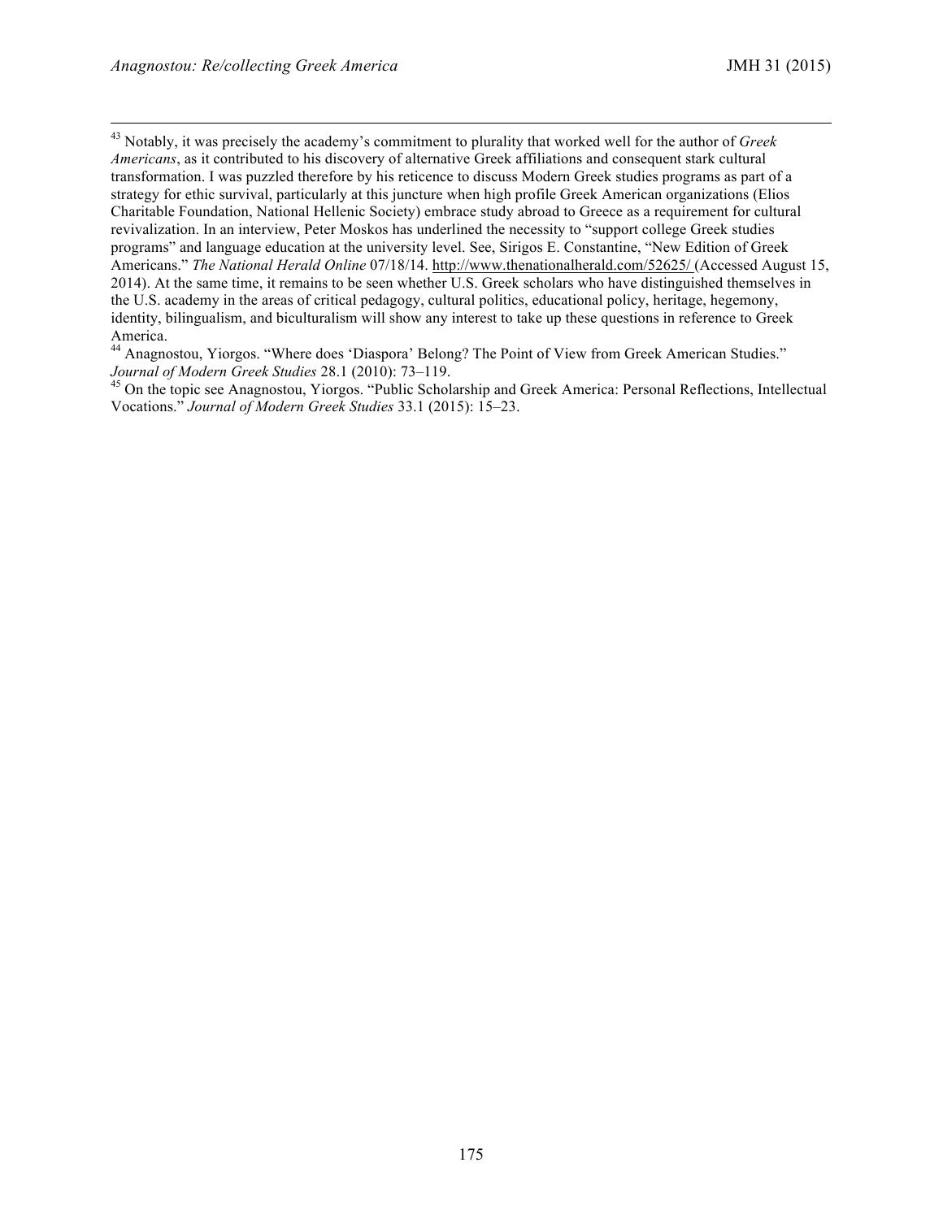[43] Notably, it was precisely the academy's commitment to plurality that worked well for the author of *Greek Americans*, as it contributed to his discovery of alternative Greek affiliations and consequent stark cultural transformation. I was puzzled therefore by his reticence to discuss Modern Greek studies programs as part of a strategy for ethic survival, particularly at this juncture when high profile Greek American organizations (Elios Charitable Foundation, National Hellenic Society) embrace study abroad to Greece as a requirement for cultural revivalization. In an interview, Peter Moskos has underlined the necessity to "support college Greek studies programs" and language education at the university level. See, Sirigos E. Constantine, "New Edition of Greek Americans." *The National Herald Online* 07/18/14. http://www.thenationalherald.com/52625/ (Accessed August 15, 2014). At the same time, it remains to be seen whether U.S. Greek scholars who have distinguished themselves in the U.S. academy in the areas of critical pedagogy, cultural politics, educational policy, heritage, hegemony, identity, bilingualism, and biculturalism will show any interest to take up these questions in reference to Greek America.

[44] Anagnostou, Yiorgos. "Where does 'Diaspora' Belong? The Point of View from Greek American Studies." *Journal of Modern Greek Studies* 28.1 (2010): 73–119.

[45] On the topic see Anagnostou, Yiorgos. "Public Scholarship and Greek America: Personal Reflections, Intellectual Vocations." *Journal of Modern Greek Studies* 33.1 (2015): 15–23.